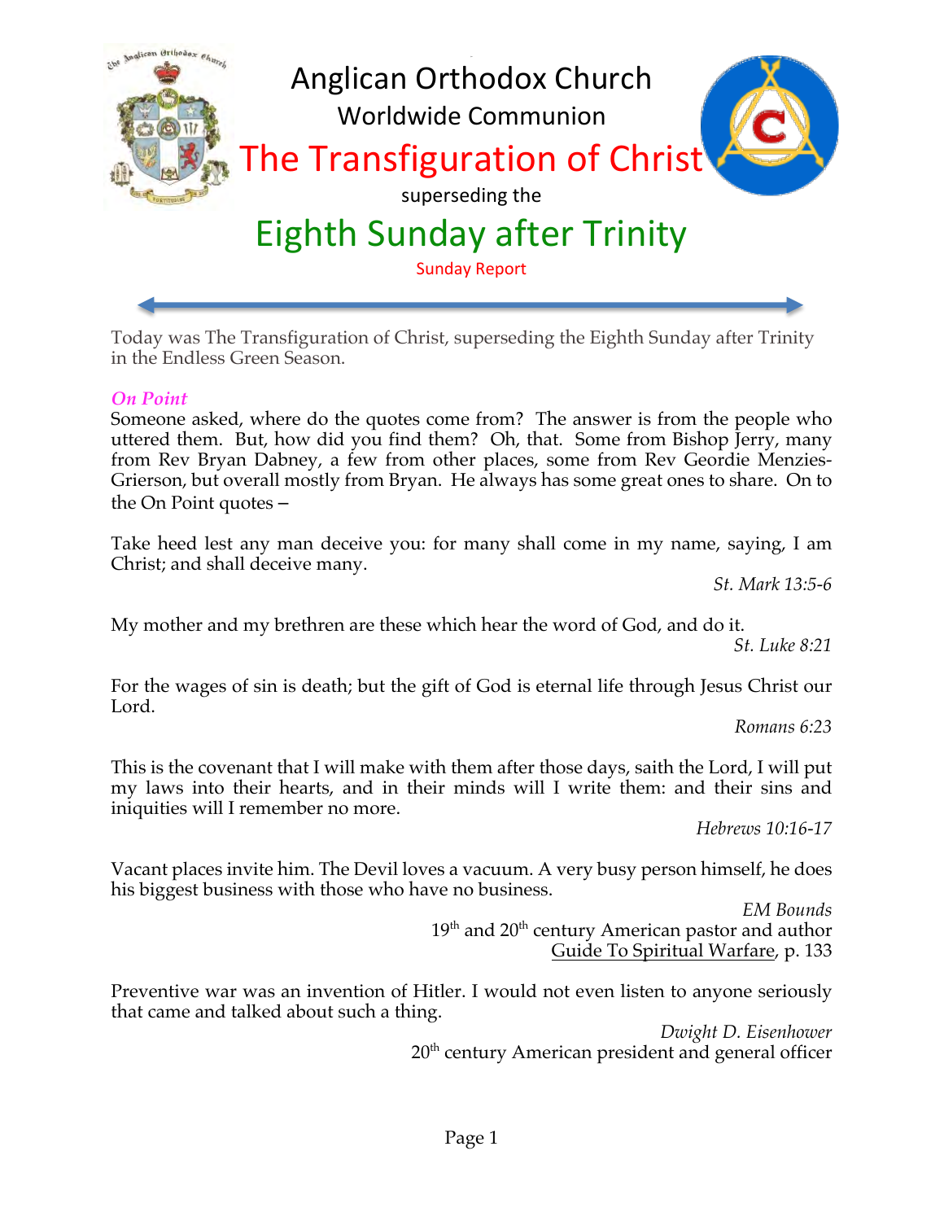# Anglican Orthodox Church

## Worldwide Communion

# The Transfiguration of Christ

superseding the

# Eighth Sunday after Trinity

Sunday Report

Today was The Transfiguration of Christ, superseding the Eighth Sunday after Trinity in the Endless Green Season.

***On Point***

Someone asked, where do the quotes come from? The answer is from the people who uttered them. But, how did you find them? Oh, that. Some from Bishop Jerry, many from Rev Bryan Dabney, a few from other places, some from Rev Geordie Menzies-Grierson, but overall mostly from Bryan. He always has some great ones to share. On to the On Point quotes –

Take heed lest any man deceive you: for many shall come in my name, saying, I am Christ; and shall deceive many.

*St. Mark 13:5-6*

My mother and my brethren are these which hear the word of God, and do it.

*St. Luke 8:21*

For the wages of sin is death; but the gift of God is eternal life through Jesus Christ our Lord.

*Romans 6:23*

This is the covenant that I will make with them after those days, saith the Lord, I will put my laws into their hearts, and in their minds will I write them: and their sins and iniquities will I remember no more.

*Hebrews 10:16-17*

Vacant places invite him. The Devil loves a vacuum. A very busy person himself, he does his biggest business with those who have no business.

*EM Bounds*
19th and 20th century American pastor and author
Guide To Spiritual Warfare, p. 133

Preventive war was an invention of Hitler. I would not even listen to anyone seriously that came and talked about such a thing.

*Dwight D. Eisenhower*
20th century American president and general officer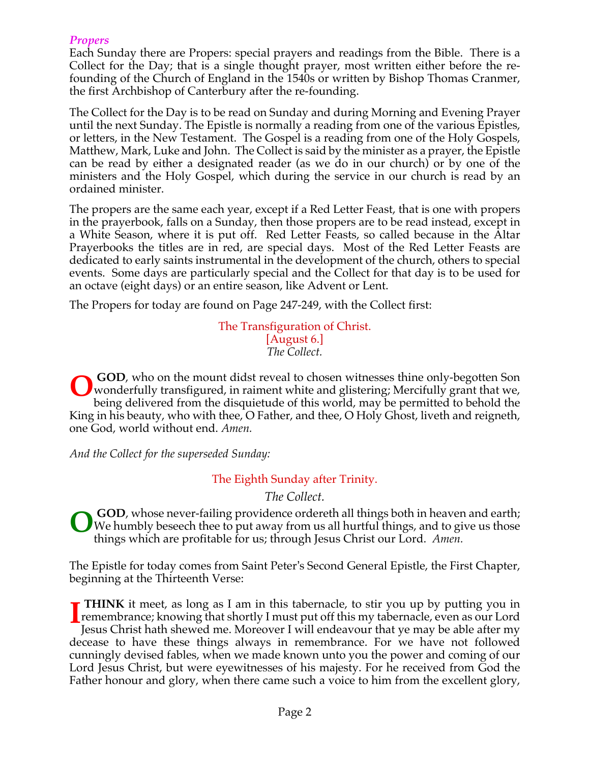### *Propers*

Each Sunday there are Propers: special prayers and readings from the Bible. There is a Collect for the Day; that is a single thought prayer, most written either before the re-founding of the Church of England in the 1540s or written by Bishop Thomas Cranmer, the first Archbishop of Canterbury after the re-founding.

The Collect for the Day is to be read on Sunday and during Morning and Evening Prayer until the next Sunday. The Epistle is normally a reading from one of the various Epistles, or letters, in the New Testament. The Gospel is a reading from one of the Holy Gospels, Matthew, Mark, Luke and John. The Collect is said by the minister as a prayer, the Epistle can be read by either a designated reader (as we do in our church) or by one of the ministers and the Holy Gospel, which during the service in our church is read by an ordained minister.

The propers are the same each year, except if a Red Letter Feast, that is one with propers in the prayerbook, falls on a Sunday, then those propers are to be read instead, except in a White Season, where it is put off. Red Letter Feasts, so called because in the Altar Prayerbooks the titles are in red, are special days. Most of the Red Letter Feasts are dedicated to early saints instrumental in the development of the church, others to special events. Some days are particularly special and the Collect for that day is to be used for an octave (eight days) or an entire season, like Advent or Lent.

The Propers for today are found on Page 247-249, with the Collect first:

The Transfiguration of Christ.
[August 6.]
*The Collect.*

**O GOD**, who on the mount didst reveal to chosen witnesses thine only-begotten Son wonderfully transfigured, in raiment white and glistering; Mercifully grant that we, being delivered from the disquietude of this world, may be permitted to behold the King in his beauty, who with thee, O Father, and thee, O Holy Ghost, liveth and reigneth, one God, world without end. *Amen.*

*And the Collect for the superseded Sunday:*

The Eighth Sunday after Trinity.

*The Collect.*

**O GOD**, whose never-failing providence ordereth all things both in heaven and earth; We humbly beseech thee to put away from us all hurtful things, and to give us those things which are profitable for us; through Jesus Christ our Lord. *Amen.*

The Epistle for today comes from Saint Peter's Second General Epistle, the First Chapter, beginning at the Thirteenth Verse:

**I THINK** it meet, as long as I am in this tabernacle, to stir you up by putting you in remembrance; knowing that shortly I must put off this my tabernacle, even as our Lord Jesus Christ hath shewed me. Moreover I will endeavour that ye may be able after my decease to have these things always in remembrance. For we have not followed cunningly devised fables, when we made known unto you the power and coming of our Lord Jesus Christ, but were eyewitnesses of his majesty. For he received from God the Father honour and glory, when there came such a voice to him from the excellent glory,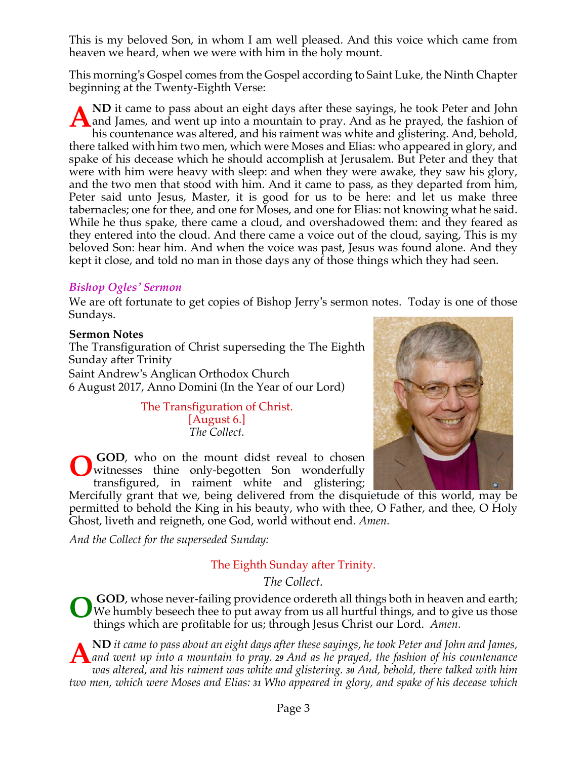This is my beloved Son, in whom I am well pleased. And this voice which came from heaven we heard, when we were with him in the holy mount.

This morning's Gospel comes from the Gospel according to Saint Luke, the Ninth Chapter beginning at the Twenty-Eighth Verse:

**AND** it came to pass about an eight days after these sayings, he took Peter and John and James, and went up into a mountain to pray. And as he prayed, the fashion of his countenance was altered, and his raiment was white and glistering. And, behold, there talked with him two men, which were Moses and Elias: who appeared in glory, and spake of his decease which he should accomplish at Jerusalem. But Peter and they that were with him were heavy with sleep: and when they were awake, they saw his glory, and the two men that stood with him. And it came to pass, as they departed from him, Peter said unto Jesus, Master, it is good for us to be here: and let us make three tabernacles; one for thee, and one for Moses, and one for Elias: not knowing what he said. While he thus spake, there came a cloud, and overshadowed them: and they feared as they entered into the cloud. And there came a voice out of the cloud, saying, This is my beloved Son: hear him. And when the voice was past, Jesus was found alone. And they kept it close, and told no man in those days any of those things which they had seen.

### *Bishop Ogles' Sermon*

We are oft fortunate to get copies of Bishop Jerry's sermon notes. Today is one of those Sundays.

**Sermon Notes**
The Transfiguration of Christ superseding the The Eighth Sunday after Trinity
Saint Andrew's Anglican Orthodox Church
6 August 2017, Anno Domini (In the Year of our Lord)

The Transfiguration of Christ.
[August 6.]
*The Collect.*

**O GOD**, who on the mount didst reveal to chosen witnesses thine only-begotten Son wonderfully transfigured, in raiment white and glistering; Mercifully grant that we, being delivered from the disquietude of this world, may be permitted to behold the King in his beauty, who with thee, O Father, and thee, O Holy Ghost, liveth and reigneth, one God, world without end. *Amen.*

*And the Collect for the superseded Sunday:*

The Eighth Sunday after Trinity.
*The Collect.*

**O GOD**, whose never-failing providence ordereth all things both in heaven and earth; We humbly beseech thee to put away from us all hurtful things, and to give us those things which are profitable for us; through Jesus Christ our Lord. *Amen.*

**AND** *it came to pass about an eight days after these sayings, he took Peter and John and James, and went up into a mountain to pray.* **29** *And as he prayed, the fashion of his countenance was altered, and his raiment was white and glistering.* **30** *And, behold, there talked with him two men, which were Moses and Elias:* **31** *Who appeared in glory, and spake of his decease which*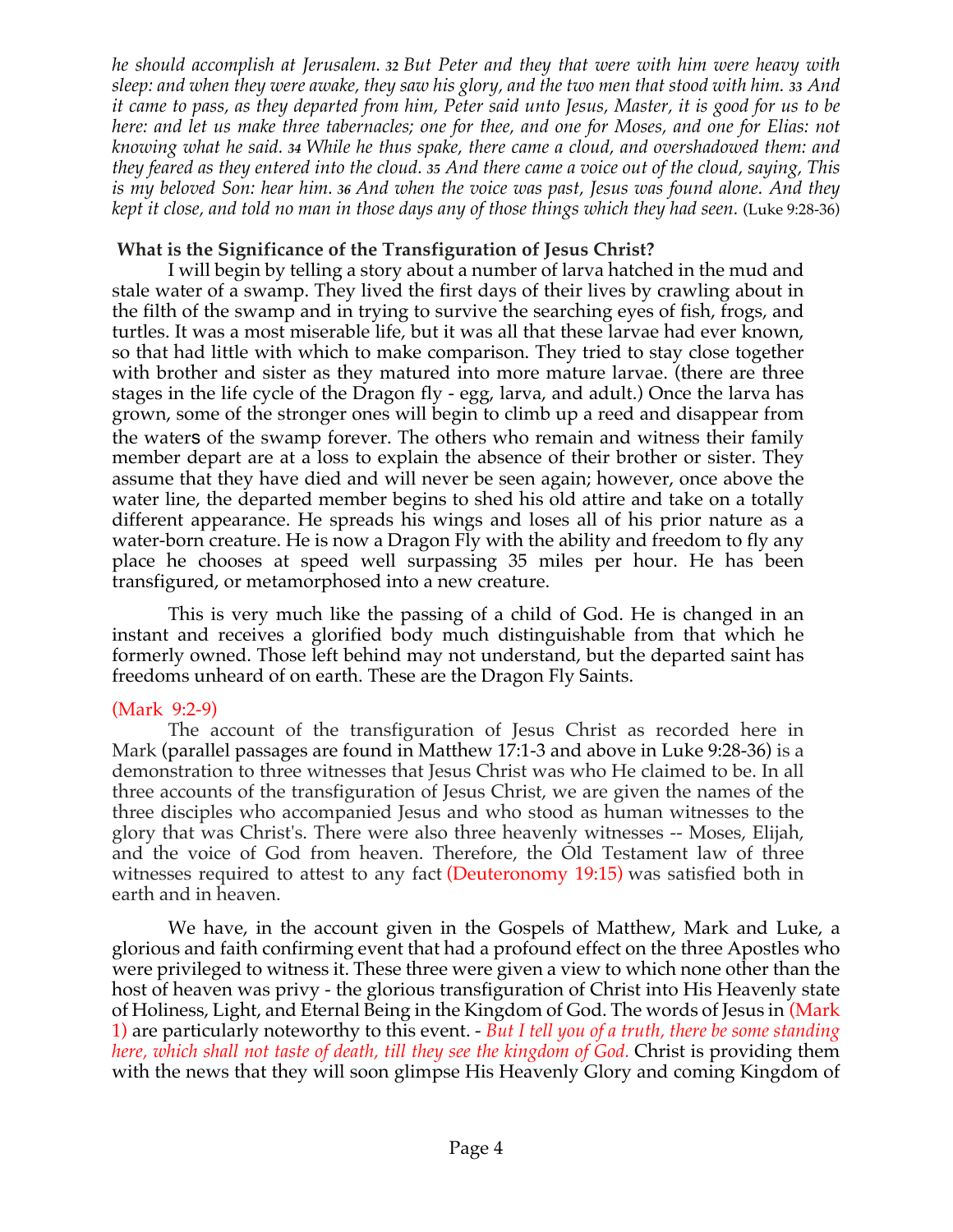*he should accomplish at Jerusalem.* ***32*** *But Peter and they that were with him were heavy with sleep: and when they were awake, they saw his glory, and the two men that stood with him.* ***33*** *And it came to pass, as they departed from him, Peter said unto Jesus, Master, it is good for us to be here: and let us make three tabernacles; one for thee, and one for Moses, and one for Elias: not knowing what he said.* ***34*** *While he thus spake, there came a cloud, and overshadowed them: and they feared as they entered into the cloud.* ***35*** *And there came a voice out of the cloud, saying, This is my beloved Son: hear him.* ***36*** *And when the voice was past, Jesus was found alone. And they kept it close, and told no man in those days any of those things which they had seen.* (Luke 9:28-36)

**What is the Significance of the Transfiguration of Jesus Christ?**

I will begin by telling a story about a number of larva hatched in the mud and stale water of a swamp. They lived the first days of their lives by crawling about in the filth of the swamp and in trying to survive the searching eyes of fish, frogs, and turtles. It was a most miserable life, but it was all that these larvae had ever known, so that had little with which to make comparison. They tried to stay close together with brother and sister as they matured into more mature larvae. (there are three stages in the life cycle of the Dragon fly - egg, larva, and adult.) Once the larva has grown, some of the stronger ones will begin to climb up a reed and disappear from the waters of the swamp forever. The others who remain and witness their family member depart are at a loss to explain the absence of their brother or sister. They assume that they have died and will never be seen again; however, once above the water line, the departed member begins to shed his old attire and take on a totally different appearance. He spreads his wings and loses all of his prior nature as a water-born creature. He is now a Dragon Fly with the ability and freedom to fly any place he chooses at speed well surpassing 35 miles per hour. He has been transfigured, or metamorphosed into a new creature.

This is very much like the passing of a child of God. He is changed in an instant and receives a glorified body much distinguishable from that which he formerly owned. Those left behind may not understand, but the departed saint has freedoms unheard of on earth. These are the Dragon Fly Saints.

(Mark 9:2-9)

The account of the transfiguration of Jesus Christ as recorded here in Mark (parallel passages are found in Matthew 17:1-3 and above in Luke 9:28-36) is a demonstration to three witnesses that Jesus Christ was who He claimed to be. In all three accounts of the transfiguration of Jesus Christ, we are given the names of the three disciples who accompanied Jesus and who stood as human witnesses to the glory that was Christ's. There were also three heavenly witnesses -- Moses, Elijah, and the voice of God from heaven. Therefore, the Old Testament law of three witnesses required to attest to any fact (Deuteronomy 19:15) was satisfied both in earth and in heaven.

We have, in the account given in the Gospels of Matthew, Mark and Luke, a glorious and faith confirming event that had a profound effect on the three Apostles who were privileged to witness it. These three were given a view to which none other than the host of heaven was privy - the glorious transfiguration of Christ into His Heavenly state of Holiness, Light, and Eternal Being in the Kingdom of God. The words of Jesus in (Mark 1) are particularly noteworthy to this event. - *But I tell you of a truth, there be some standing here, which shall not taste of death, till they see the kingdom of God.* Christ is providing them with the news that they will soon glimpse His Heavenly Glory and coming Kingdom of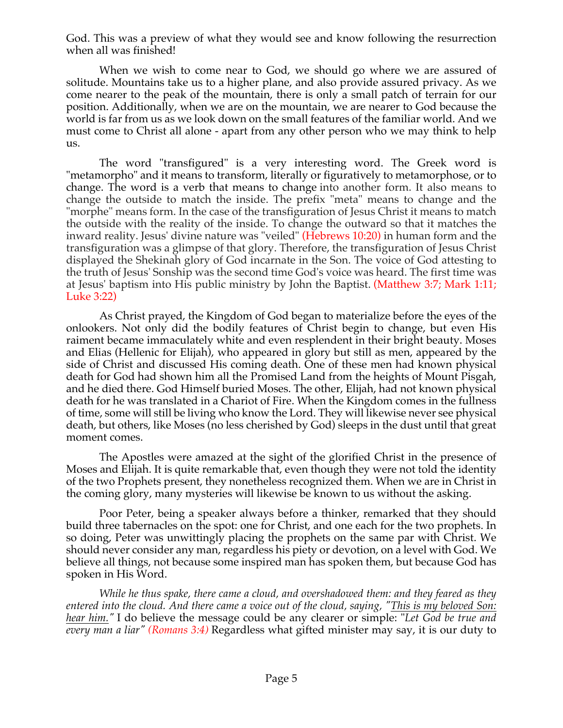God. This was a preview of what they would see and know following the resurrection when all was finished!

When we wish to come near to God, we should go where we are assured of solitude. Mountains take us to a higher plane, and also provide assured privacy. As we come nearer to the peak of the mountain, there is only a small patch of terrain for our position. Additionally, when we are on the mountain, we are nearer to God because the world is far from us as we look down on the small features of the familiar world. And we must come to Christ all alone - apart from any other person who we may think to help us.

The word "transfigured" is a very interesting word. The Greek word is "metamorpho" and it means to transform, literally or figuratively to metamorphose, or to change. The word is a verb that means to change into another form. It also means to change the outside to match the inside. The prefix "meta" means to change and the "morphe" means form. In the case of the transfiguration of Jesus Christ it means to match the outside with the reality of the inside. To change the outward so that it matches the inward reality. Jesus' divine nature was "veiled" (Hebrews 10:20) in human form and the transfiguration was a glimpse of that glory. Therefore, the transfiguration of Jesus Christ displayed the Shekinah glory of God incarnate in the Son. The voice of God attesting to the truth of Jesus' Sonship was the second time God's voice was heard. The first time was at Jesus' baptism into His public ministry by John the Baptist. (Matthew 3:7; Mark 1:11; Luke 3:22)

As Christ prayed, the Kingdom of God began to materialize before the eyes of the onlookers. Not only did the bodily features of Christ begin to change, but even His raiment became immaculately white and even resplendent in their bright beauty. Moses and Elias (Hellenic for Elijah), who appeared in glory but still as men, appeared by the side of Christ and discussed His coming death. One of these men had known physical death for God had shown him all the Promised Land from the heights of Mount Pisgah, and he died there. God Himself buried Moses. The other, Elijah, had not known physical death for he was translated in a Chariot of Fire. When the Kingdom comes in the fullness of time, some will still be living who know the Lord. They will likewise never see physical death, but others, like Moses (no less cherished by God) sleeps in the dust until that great moment comes.

The Apostles were amazed at the sight of the glorified Christ in the presence of Moses and Elijah. It is quite remarkable that, even though they were not told the identity of the two Prophets present, they nonetheless recognized them. When we are in Christ in the coming glory, many mysteries will likewise be known to us without the asking.

Poor Peter, being a speaker always before a thinker, remarked that they should build three tabernacles on the spot: one for Christ, and one each for the two prophets. In so doing, Peter was unwittingly placing the prophets on the same par with Christ. We should never consider any man, regardless his piety or devotion, on a level with God. We believe all things, not because some inspired man has spoken them, but because God has spoken in His Word.

*While he thus spake, there came a cloud, and overshadowed them: and they feared as they entered into the cloud. And there came a voice out of the cloud, saying, "<u>This is my beloved Son: hear him.</u>"* I do believe the message could be any clearer or simple: "*Let God be true and every man a liar" (Romans 3:4)* Regardless what gifted minister may say, it is our duty to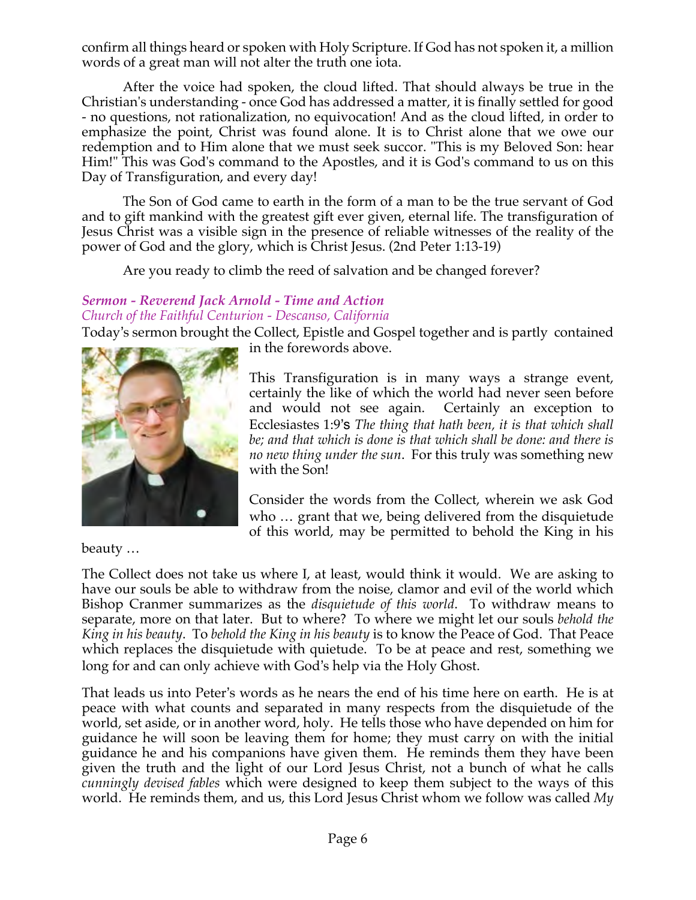confirm all things heard or spoken with Holy Scripture. If God has not spoken it, a million words of a great man will not alter the truth one iota.

After the voice had spoken, the cloud lifted. That should always be true in the Christian's understanding - once God has addressed a matter, it is finally settled for good - no questions, not rationalization, no equivocation! And as the cloud lifted, in order to emphasize the point, Christ was found alone. It is to Christ alone that we owe our redemption and to Him alone that we must seek succor. "This is my Beloved Son: hear Him!" This was God's command to the Apostles, and it is God's command to us on this Day of Transfiguration, and every day!

The Son of God came to earth in the form of a man to be the true servant of God and to gift mankind with the greatest gift ever given, eternal life. The transfiguration of Jesus Christ was a visible sign in the presence of reliable witnesses of the reality of the power of God and the glory, which is Christ Jesus. (2nd Peter 1:13-19)

Are you ready to climb the reed of salvation and be changed forever?

### *Sermon - Reverend Jack Arnold - Time and Action*
*Church of the Faithful Centurion - Descanso, California*

Today's sermon brought the Collect, Epistle and Gospel together and is partly contained in the forewords above.

This Transfiguration is in many ways a strange event, certainly the like of which the world had never seen before and would not see again. Certainly an exception to Ecclesiastes 1:9's *The thing that hath been, it is that which shall be; and that which is done is that which shall be done: and there is no new thing under the sun*. For this truly was something new with the Son!

Consider the words from the Collect, wherein we ask God who … grant that we, being delivered from the disquietude of this world, may be permitted to behold the King in his beauty …

The Collect does not take us where I, at least, would think it would. We are asking to have our souls be able to withdraw from the noise, clamor and evil of the world which Bishop Cranmer summarizes as the *disquietude of this world*. To withdraw means to separate, more on that later. But to where? To where we might let our souls *behold the King in his beauty*. To *behold the King in his beauty* is to know the Peace of God. That Peace which replaces the disquietude with quietude. To be at peace and rest, something we long for and can only achieve with God's help via the Holy Ghost.

That leads us into Peter's words as he nears the end of his time here on earth. He is at peace with what counts and separated in many respects from the disquietude of the world, set aside, or in another word, holy. He tells those who have depended on him for guidance he will soon be leaving them for home; they must carry on with the initial guidance he and his companions have given them. He reminds them they have been given the truth and the light of our Lord Jesus Christ, not a bunch of what he calls *cunningly devised fables* which were designed to keep them subject to the ways of this world. He reminds them, and us, this Lord Jesus Christ whom we follow was called *My*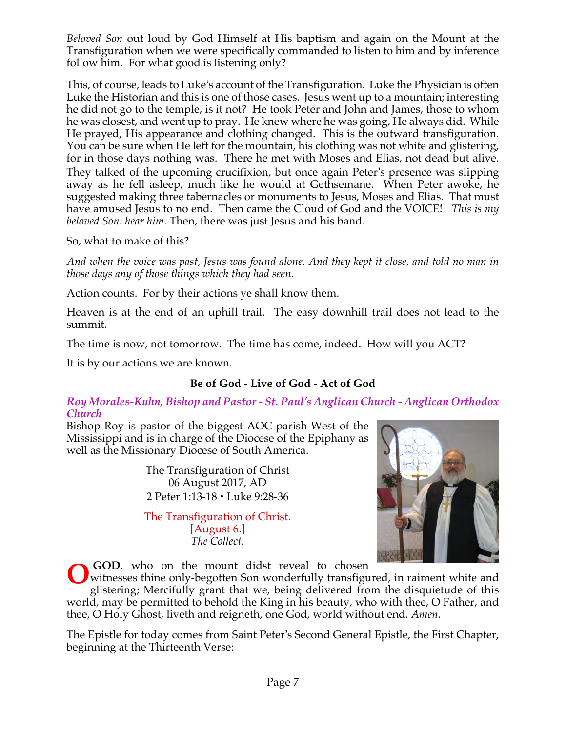*Beloved Son* out loud by God Himself at His baptism and again on the Mount at the Transfiguration when we were specifically commanded to listen to him and by inference follow him. For what good is listening only?

This, of course, leads to Luke's account of the Transfiguration. Luke the Physician is often Luke the Historian and this is one of those cases. Jesus went up to a mountain; interesting he did not go to the temple, is it not? He took Peter and John and James, those to whom he was closest, and went up to pray. He knew where he was going, He always did. While He prayed, His appearance and clothing changed. This is the outward transfiguration. You can be sure when He left for the mountain, his clothing was not white and glistering, for in those days nothing was. There he met with Moses and Elias, not dead but alive. They talked of the upcoming crucifixion, but once again Peter's presence was slipping away as he fell asleep, much like he would at Gethsemane. When Peter awoke, he suggested making three tabernacles or monuments to Jesus, Moses and Elias. That must have amused Jesus to no end. Then came the Cloud of God and the VOICE! *This is my beloved Son: hear him*. Then, there was just Jesus and his band.

So, what to make of this?

*And when the voice was past, Jesus was found alone. And they kept it close, and told no man in those days any of those things which they had seen.*

Action counts. For by their actions ye shall know them.

Heaven is at the end of an uphill trail. The easy downhill trail does not lead to the summit.

The time is now, not tomorrow. The time has come, indeed. How will you ACT?

It is by our actions we are known.

**Be of God - Live of God - Act of God**

***Roy Morales-Kuhn, Bishop and Pastor - St. Paul's Anglican Church - Anglican Orthodox Church***

Bishop Roy is pastor of the biggest AOC parish West of the Mississippi and is in charge of the Diocese of the Epiphany as well as the Missionary Diocese of South America.

The Transfiguration of Christ
06 August 2017, AD
2 Peter 1:13-18 • Luke 9:28-36

The Transfiguration of Christ.
[August 6.]
*The Collect.*

**O GOD**, who on the mount didst reveal to chosen witnesses thine only-begotten Son wonderfully transfigured, in raiment white and glistering; Mercifully grant that we, being delivered from the disquietude of this world, may be permitted to behold the King in his beauty, who with thee, O Father, and thee, O Holy Ghost, liveth and reigneth, one God, world without end. *Amen.*

The Epistle for today comes from Saint Peter's Second General Epistle, the First Chapter, beginning at the Thirteenth Verse: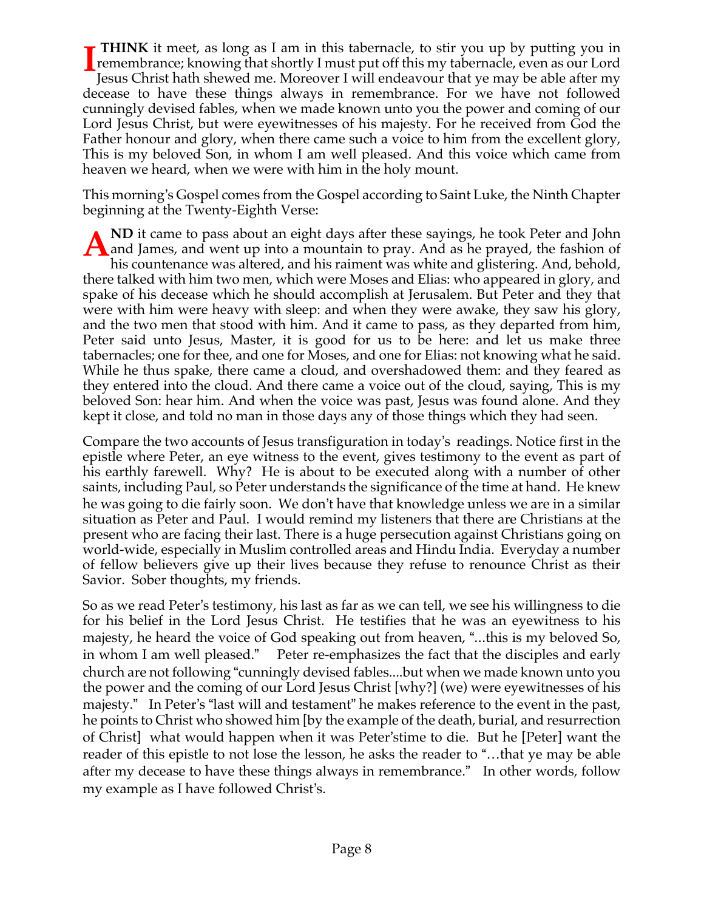**I THINK** it meet, as long as I am in this tabernacle, to stir you up by putting you in remembrance; knowing that shortly I must put off this my tabernacle, even as our Lord Jesus Christ hath shewed me. Moreover I will endeavour that ye may be able after my decease to have these things always in remembrance. For we have not followed cunningly devised fables, when we made known unto you the power and coming of our Lord Jesus Christ, but were eyewitnesses of his majesty. For he received from God the Father honour and glory, when there came such a voice to him from the excellent glory, This is my beloved Son, in whom I am well pleased. And this voice which came from heaven we heard, when we were with him in the holy mount.

This morning's Gospel comes from the Gospel according to Saint Luke, the Ninth Chapter beginning at the Twenty-Eighth Verse:

**AND** it came to pass about an eight days after these sayings, he took Peter and John and James, and went up into a mountain to pray. And as he prayed, the fashion of his countenance was altered, and his raiment was white and glistering. And, behold, there talked with him two men, which were Moses and Elias: who appeared in glory, and spake of his decease which he should accomplish at Jerusalem. But Peter and they that were with him were heavy with sleep: and when they were awake, they saw his glory, and the two men that stood with him. And it came to pass, as they departed from him, Peter said unto Jesus, Master, it is good for us to be here: and let us make three tabernacles; one for thee, and one for Moses, and one for Elias: not knowing what he said. While he thus spake, there came a cloud, and overshadowed them: and they feared as they entered into the cloud. And there came a voice out of the cloud, saying, This is my beloved Son: hear him. And when the voice was past, Jesus was found alone. And they kept it close, and told no man in those days any of those things which they had seen.

Compare the two accounts of Jesus transfiguration in today's readings. Notice first in the epistle where Peter, an eye witness to the event, gives testimony to the event as part of his earthly farewell. Why? He is about to be executed along with a number of other saints, including Paul, so Peter understands the significance of the time at hand. He knew he was going to die fairly soon. We don't have that knowledge unless we are in a similar situation as Peter and Paul. I would remind my listeners that there are Christians at the present who are facing their last. There is a huge persecution against Christians going on world-wide, especially in Muslim controlled areas and Hindu India. Everyday a number of fellow believers give up their lives because they refuse to renounce Christ as their Savior. Sober thoughts, my friends.

So as we read Peter's testimony, his last as far as we can tell, we see his willingness to die for his belief in the Lord Jesus Christ. He testifies that he was an eyewitness to his majesty, he heard the voice of God speaking out from heaven, "...this is my beloved So, in whom I am well pleased." Peter re-emphasizes the fact that the disciples and early church are not following "cunningly devised fables....but when we made known unto you the power and the coming of our Lord Jesus Christ [why?] (we) were eyewitnesses of his majesty." In Peter's "last will and testament" he makes reference to the event in the past, he points to Christ who showed him [by the example of the death, burial, and resurrection of Christ] what would happen when it was Peter'stime to die. But he [Peter] want the reader of this epistle to not lose the lesson, he asks the reader to "…that ye may be able after my decease to have these things always in remembrance." In other words, follow my example as I have followed Christ's.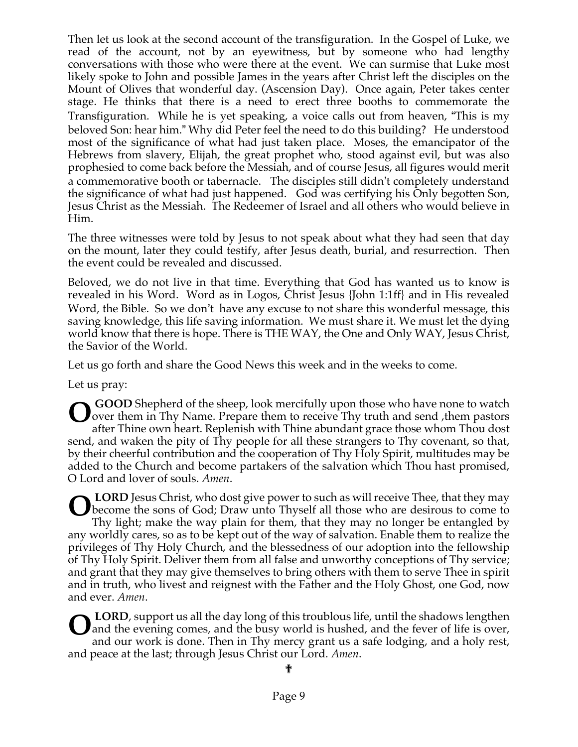Then let us look at the second account of the transfiguration. In the Gospel of Luke, we read of the account, not by an eyewitness, but by someone who had lengthy conversations with those who were there at the event. We can surmise that Luke most likely spoke to John and possible James in the years after Christ left the disciples on the Mount of Olives that wonderful day. (Ascension Day). Once again, Peter takes center stage. He thinks that there is a need to erect three booths to commemorate the Transfiguration. While he is yet speaking, a voice calls out from heaven, "This is my beloved Son: hear him." Why did Peter feel the need to do this building? He understood most of the significance of what had just taken place. Moses, the emancipator of the Hebrews from slavery, Elijah, the great prophet who, stood against evil, but was also prophesied to come back before the Messiah, and of course Jesus, all figures would merit a commemorative booth or tabernacle. The disciples still didn't completely understand the significance of what had just happened. God was certifying his Only begotten Son, Jesus Christ as the Messiah. The Redeemer of Israel and all others who would believe in Him.

The three witnesses were told by Jesus to not speak about what they had seen that day on the mount, later they could testify, after Jesus death, burial, and resurrection. Then the event could be revealed and discussed.

Beloved, we do not live in that time. Everything that God has wanted us to know is revealed in his Word. Word as in Logos, Christ Jesus {John 1:1ff} and in His revealed Word, the Bible. So we don't have any excuse to not share this wonderful message, this saving knowledge, this life saving information. We must share it. We must let the dying world know that there is hope. There is THE WAY, the One and Only WAY, Jesus Christ, the Savior of the World.

Let us go forth and share the Good News this week and in the weeks to come.

Let us pray:

**O GOOD** Shepherd of the sheep, look mercifully upon those who have none to watch over them in Thy Name. Prepare them to receive Thy truth and send ,them pastors after Thine own heart. Replenish with Thine abundant grace those whom Thou dost send, and waken the pity of Thy people for all these strangers to Thy covenant, so that, by their cheerful contribution and the cooperation of Thy Holy Spirit, multitudes may be added to the Church and become partakers of the salvation which Thou hast promised, O Lord and lover of souls. *Amen*.

**O LORD** Jesus Christ, who dost give power to such as will receive Thee, that they may become the sons of God; Draw unto Thyself all those who are desirous to come to Thy light; make the way plain for them, that they may no longer be entangled by any worldly cares, so as to be kept out of the way of salvation. Enable them to realize the privileges of Thy Holy Church, and the blessedness of our adoption into the fellowship of Thy Holy Spirit. Deliver them from all false and unworthy conceptions of Thy service; and grant that they may give themselves to bring others with them to serve Thee in spirit and in truth, who livest and reignest with the Father and the Holy Ghost, one God, now and ever. *Amen*.

**O LORD**, support us all the day long of this troublous life, until the shadows lengthen and the evening comes, and the busy world is hushed, and the fever of life is over, and our work is done. Then in Thy mercy grant us a safe lodging, and a holy rest, and peace at the last; through Jesus Christ our Lord. *Amen*.

✝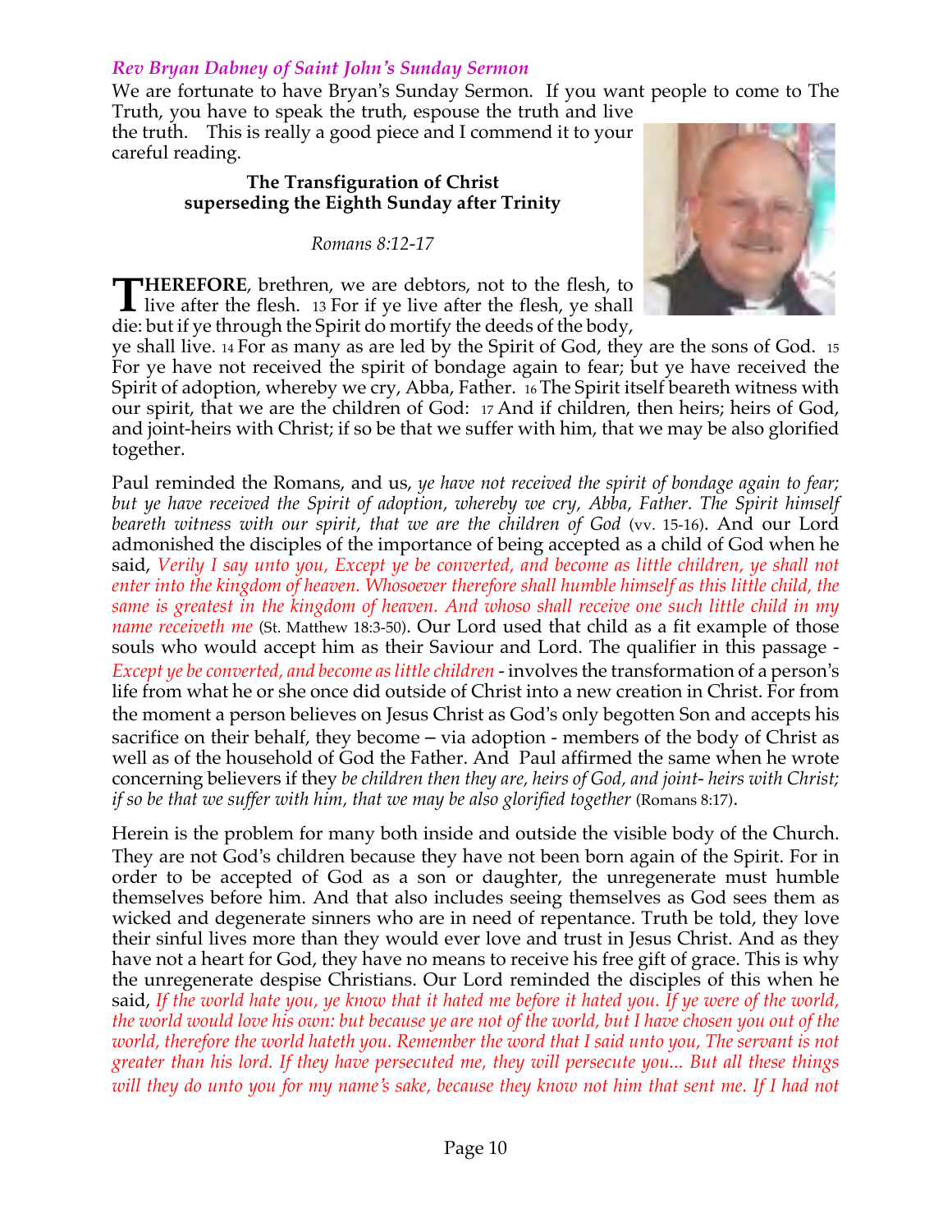## *Rev Bryan Dabney of Saint John's Sunday Sermon*

We are fortunate to have Bryan's Sunday Sermon. If you want people to come to The Truth, you have to speak the truth, espouse the truth and live the truth. This is really a good piece and I commend it to your careful reading.

**The Transfiguration of Christ**
**superseding the Eighth Sunday after Trinity**

*Romans 8:12-17*

**THEREFORE**, brethren, we are debtors, not to the flesh, to live after the flesh. 13 For if ye live after the flesh, ye shall die: but if ye through the Spirit do mortify the deeds of the body, ye shall live. 14 For as many as are led by the Spirit of God, they are the sons of God. 15 For ye have not received the spirit of bondage again to fear; but ye have received the Spirit of adoption, whereby we cry, Abba, Father. 16 The Spirit itself beareth witness with our spirit, that we are the children of God: 17 And if children, then heirs; heirs of God, and joint-heirs with Christ; if so be that we suffer with him, that we may be also glorified together.

Paul reminded the Romans, and us, *ye have not received the spirit of bondage again to fear; but ye have received the Spirit of adoption, whereby we cry, Abba, Father. The Spirit himself beareth witness with our spirit, that we are the children of God* (vv. 15-16). And our Lord admonished the disciples of the importance of being accepted as a child of God when he said, *Verily I say unto you, Except ye be converted, and become as little children, ye shall not enter into the kingdom of heaven. Whosoever therefore shall humble himself as this little child, the same is greatest in the kingdom of heaven. And whoso shall receive one such little child in my name receiveth me* (St. Matthew 18:3-50). Our Lord used that child as a fit example of those souls who would accept him as their Saviour and Lord. The qualifier in this passage - *Except ye be converted, and become as little children* - involves the transformation of a person's life from what he or she once did outside of Christ into a new creation in Christ. For from the moment a person believes on Jesus Christ as God's only begotten Son and accepts his sacrifice on their behalf, they become – via adoption - members of the body of Christ as well as of the household of God the Father. And Paul affirmed the same when he wrote concerning believers if they *be children then they are, heirs of God, and joint- heirs with Christ; if so be that we suffer with him, that we may be also glorified together* (Romans 8:17).

Herein is the problem for many both inside and outside the visible body of the Church. They are not God's children because they have not been born again of the Spirit. For in order to be accepted of God as a son or daughter, the unregenerate must humble themselves before him. And that also includes seeing themselves as God sees them as wicked and degenerate sinners who are in need of repentance. Truth be told, they love their sinful lives more than they would ever love and trust in Jesus Christ. And as they have not a heart for God, they have no means to receive his free gift of grace. This is why the unregenerate despise Christians. Our Lord reminded the disciples of this when he said, *If the world hate you, ye know that it hated me before it hated you. If ye were of the world, the world would love his own: but because ye are not of the world, but I have chosen you out of the world, therefore the world hateth you. Remember the word that I said unto you, The servant is not greater than his lord. If they have persecuted me, they will persecute you... But all these things will they do unto you for my name's sake, because they know not him that sent me. If I had not*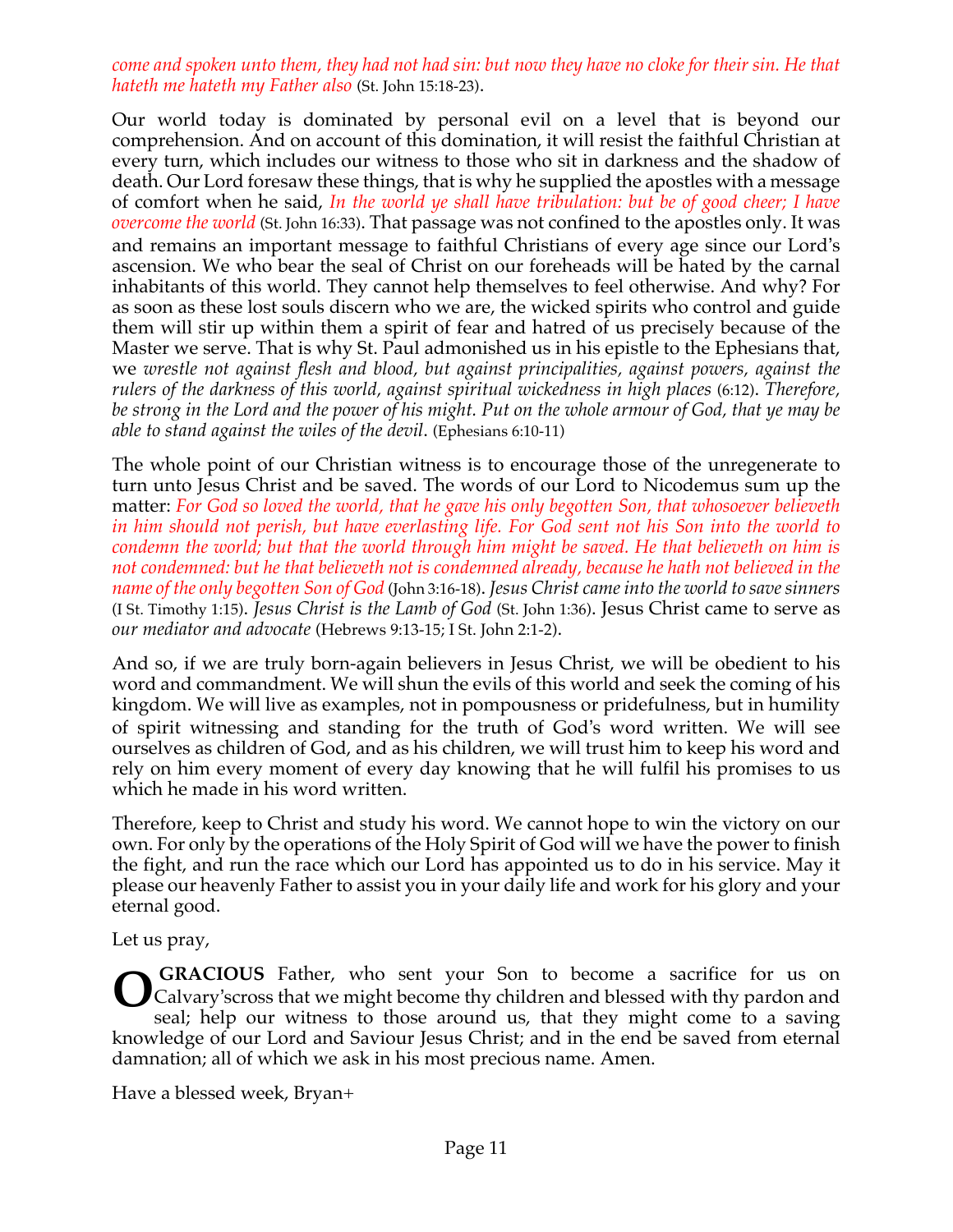*come and spoken unto them, they had not had sin: but now they have no cloke for their sin. He that hateth me hateth my Father also* (St. John 15:18-23).

Our world today is dominated by personal evil on a level that is beyond our comprehension. And on account of this domination, it will resist the faithful Christian at every turn, which includes our witness to those who sit in darkness and the shadow of death. Our Lord foresaw these things, that is why he supplied the apostles with a message of comfort when he said, *In the world ye shall have tribulation: but be of good cheer; I have overcome the world* (St. John 16:33). That passage was not confined to the apostles only. It was and remains an important message to faithful Christians of every age since our Lord's ascension. We who bear the seal of Christ on our foreheads will be hated by the carnal inhabitants of this world. They cannot help themselves to feel otherwise. And why? For as soon as these lost souls discern who we are, the wicked spirits who control and guide them will stir up within them a spirit of fear and hatred of us precisely because of the Master we serve. That is why St. Paul admonished us in his epistle to the Ephesians that, we *wrestle not against flesh and blood, but against principalities, against powers, against the rulers of the darkness of this world, against spiritual wickedness in high places* (6:12). *Therefore, be strong in the Lord and the power of his might. Put on the whole armour of God, that ye may be able to stand against the wiles of the devil*. (Ephesians 6:10-11)

The whole point of our Christian witness is to encourage those of the unregenerate to turn unto Jesus Christ and be saved. The words of our Lord to Nicodemus sum up the matter: *For God so loved the world, that he gave his only begotten Son, that whosoever believeth in him should not perish, but have everlasting life. For God sent not his Son into the world to condemn the world; but that the world through him might be saved. He that believeth on him is not condemned: but he that believeth not is condemned already, because he hath not believed in the name of the only begotten Son of God* (John 3:16-18). *Jesus Christ came into the world to save sinners* (I St. Timothy 1:15). *Jesus Christ is the Lamb of God* (St. John 1:36). Jesus Christ came to serve as *our mediator and advocate* (Hebrews 9:13-15; I St. John 2:1-2).

And so, if we are truly born-again believers in Jesus Christ, we will be obedient to his word and commandment. We will shun the evils of this world and seek the coming of his kingdom. We will live as examples, not in pompousness or pridefulness, but in humility of spirit witnessing and standing for the truth of God's word written. We will see ourselves as children of God, and as his children, we will trust him to keep his word and rely on him every moment of every day knowing that he will fulfil his promises to us which he made in his word written.

Therefore, keep to Christ and study his word. We cannot hope to win the victory on our own. For only by the operations of the Holy Spirit of God will we have the power to finish the fight, and run the race which our Lord has appointed us to do in his service. May it please our heavenly Father to assist you in your daily life and work for his glory and your eternal good.

Let us pray,

**O GRACIOUS** Father, who sent your Son to become a sacrifice for us on Calvary'scross that we might become thy children and blessed with thy pardon and seal; help our witness to those around us, that they might come to a saving knowledge of our Lord and Saviour Jesus Christ; and in the end be saved from eternal damnation; all of which we ask in his most precious name. Amen.

Have a blessed week, Bryan+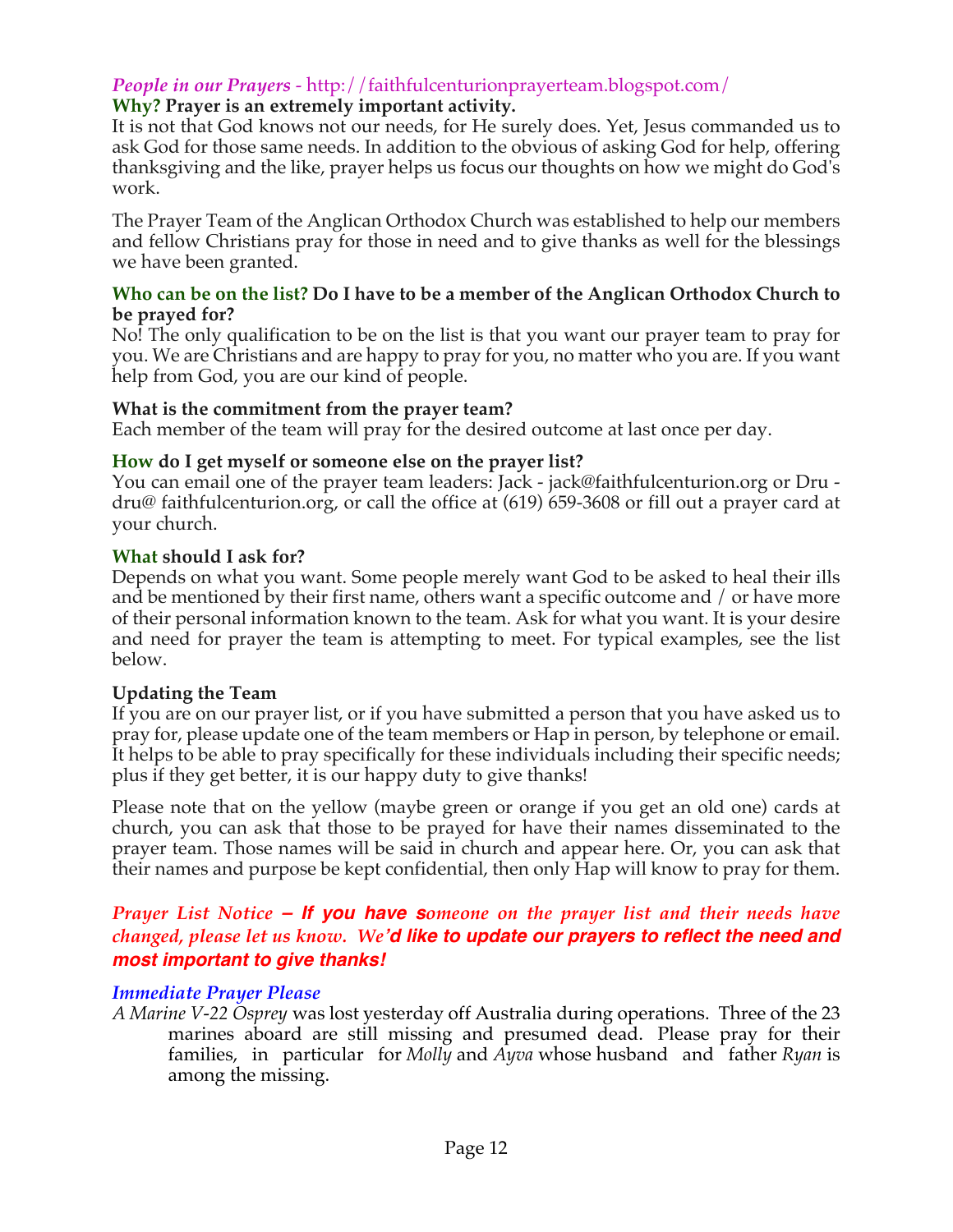### *People in our Prayers* - http://faithfulcenturionprayerteam.blogspot.com/

**Why? Prayer is an extremely important activity.**

It is not that God knows not our needs, for He surely does. Yet, Jesus commanded us to ask God for those same needs. In addition to the obvious of asking God for help, offering thanksgiving and the like, prayer helps us focus our thoughts on how we might do God's work.

The Prayer Team of the Anglican Orthodox Church was established to help our members and fellow Christians pray for those in need and to give thanks as well for the blessings we have been granted.

**Who can be on the list? Do I have to be a member of the Anglican Orthodox Church to be prayed for?**

No! The only qualification to be on the list is that you want our prayer team to pray for you. We are Christians and are happy to pray for you, no matter who you are. If you want help from God, you are our kind of people.

**What is the commitment from the prayer team?**

Each member of the team will pray for the desired outcome at last once per day.

**How do I get myself or someone else on the prayer list?**

You can email one of the prayer team leaders: Jack - jack@faithfulcenturion.org or Dru - dru@ faithfulcenturion.org, or call the office at (619) 659-3608 or fill out a prayer card at your church.

**What should I ask for?**

Depends on what you want. Some people merely want God to be asked to heal their ills and be mentioned by their first name, others want a specific outcome and / or have more of their personal information known to the team. Ask for what you want. It is your desire and need for prayer the team is attempting to meet. For typical examples, see the list below.

**Updating the Team**

If you are on our prayer list, or if you have submitted a person that you have asked us to pray for, please update one of the team members or Hap in person, by telephone or email. It helps to be able to pray specifically for these individuals including their specific needs; plus if they get better, it is our happy duty to give thanks!

Please note that on the yellow (maybe green or orange if you get an old one) cards at church, you can ask that those to be prayed for have their names disseminated to the prayer team. Those names will be said in church and appear here. Or, you can ask that their names and purpose be kept confidential, then only Hap will know to pray for them.

***Prayer List Notice – If you have someone on the prayer list and their needs have changed, please let us know. We'd like to update our prayers to reflect the need and most important to give thanks!***

*Immediate Prayer Please*

*A Marine V-22 Osprey* was lost yesterday off Australia during operations. Three of the 23 marines aboard are still missing and presumed dead. Please pray for their families, in particular for *Molly* and *Ayva* whose husband and father *Ryan* is among the missing.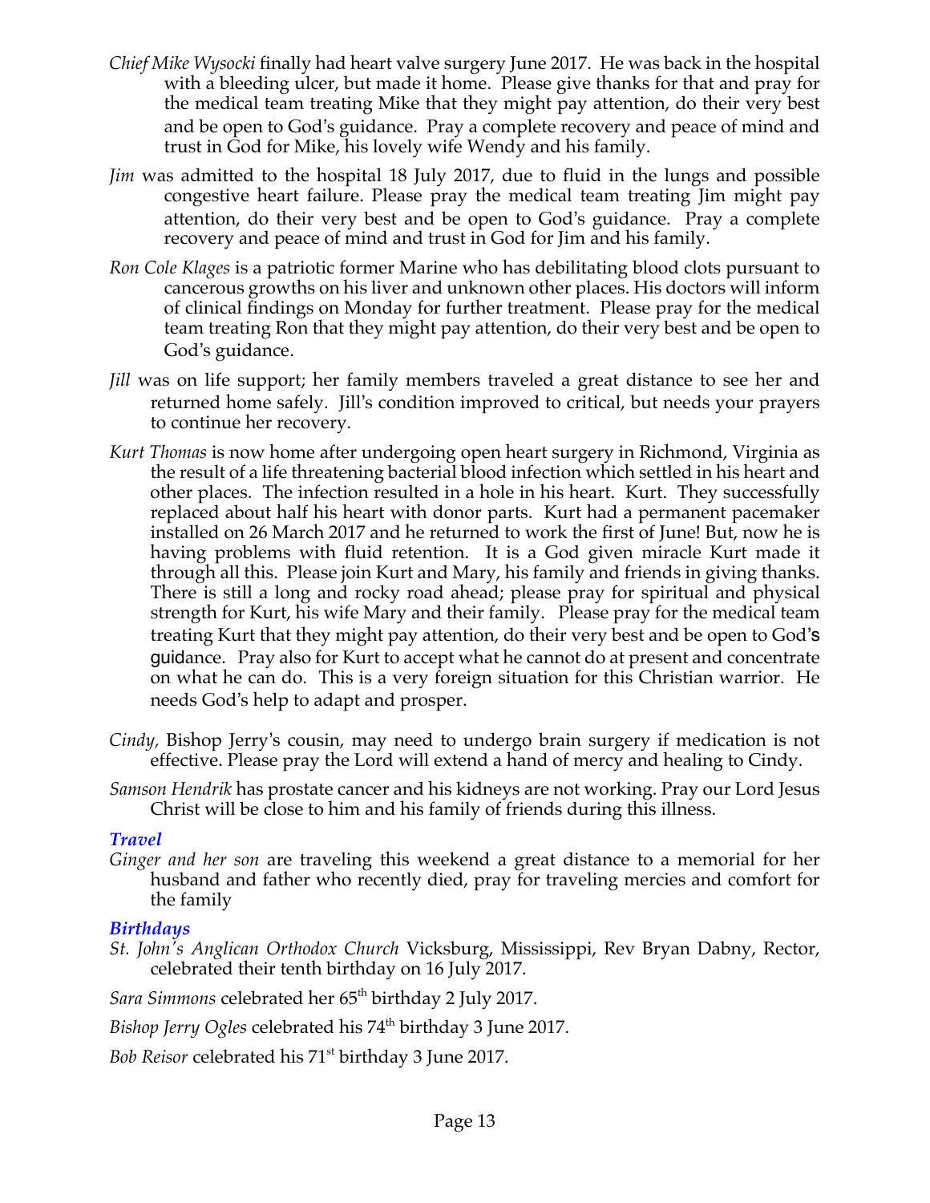*Chief Mike Wysocki* finally had heart valve surgery June 2017. He was back in the hospital with a bleeding ulcer, but made it home. Please give thanks for that and pray for the medical team treating Mike that they might pay attention, do their very best and be open to God's guidance. Pray a complete recovery and peace of mind and trust in God for Mike, his lovely wife Wendy and his family.

*Jim* was admitted to the hospital 18 July 2017, due to fluid in the lungs and possible congestive heart failure. Please pray the medical team treating Jim might pay attention, do their very best and be open to God's guidance. Pray a complete recovery and peace of mind and trust in God for Jim and his family.

*Ron Cole Klages* is a patriotic former Marine who has debilitating blood clots pursuant to cancerous growths on his liver and unknown other places. His doctors will inform of clinical findings on Monday for further treatment. Please pray for the medical team treating Ron that they might pay attention, do their very best and be open to God's guidance.

*Jill* was on life support; her family members traveled a great distance to see her and returned home safely. Jill's condition improved to critical, but needs your prayers to continue her recovery.

*Kurt Thomas* is now home after undergoing open heart surgery in Richmond, Virginia as the result of a life threatening bacterial blood infection which settled in his heart and other places. The infection resulted in a hole in his heart. Kurt. They successfully replaced about half his heart with donor parts. Kurt had a permanent pacemaker installed on 26 March 2017 and he returned to work the first of June! But, now he is having problems with fluid retention. It is a God given miracle Kurt made it through all this. Please join Kurt and Mary, his family and friends in giving thanks. There is still a long and rocky road ahead; please pray for spiritual and physical strength for Kurt, his wife Mary and their family. Please pray for the medical team treating Kurt that they might pay attention, do their very best and be open to God's guidance. Pray also for Kurt to accept what he cannot do at present and concentrate on what he can do. This is a very foreign situation for this Christian warrior. He needs God's help to adapt and prosper.

*Cindy,* Bishop Jerry's cousin, may need to undergo brain surgery if medication is not effective. Please pray the Lord will extend a hand of mercy and healing to Cindy.

*Samson Hendrik* has prostate cancer and his kidneys are not working. Pray our Lord Jesus Christ will be close to him and his family of friends during this illness.

### *Travel*

*Ginger and her son* are traveling this weekend a great distance to a memorial for her husband and father who recently died, pray for traveling mercies and comfort for the family

### *Birthdays*

*St. John's Anglican Orthodox Church* Vicksburg, Mississippi, Rev Bryan Dabny, Rector, celebrated their tenth birthday on 16 July 2017.

*Sara Simmons* celebrated her 65th birthday 2 July 2017.

*Bishop Jerry Ogles* celebrated his 74th birthday 3 June 2017.

*Bob Reisor* celebrated his 71st birthday 3 June 2017.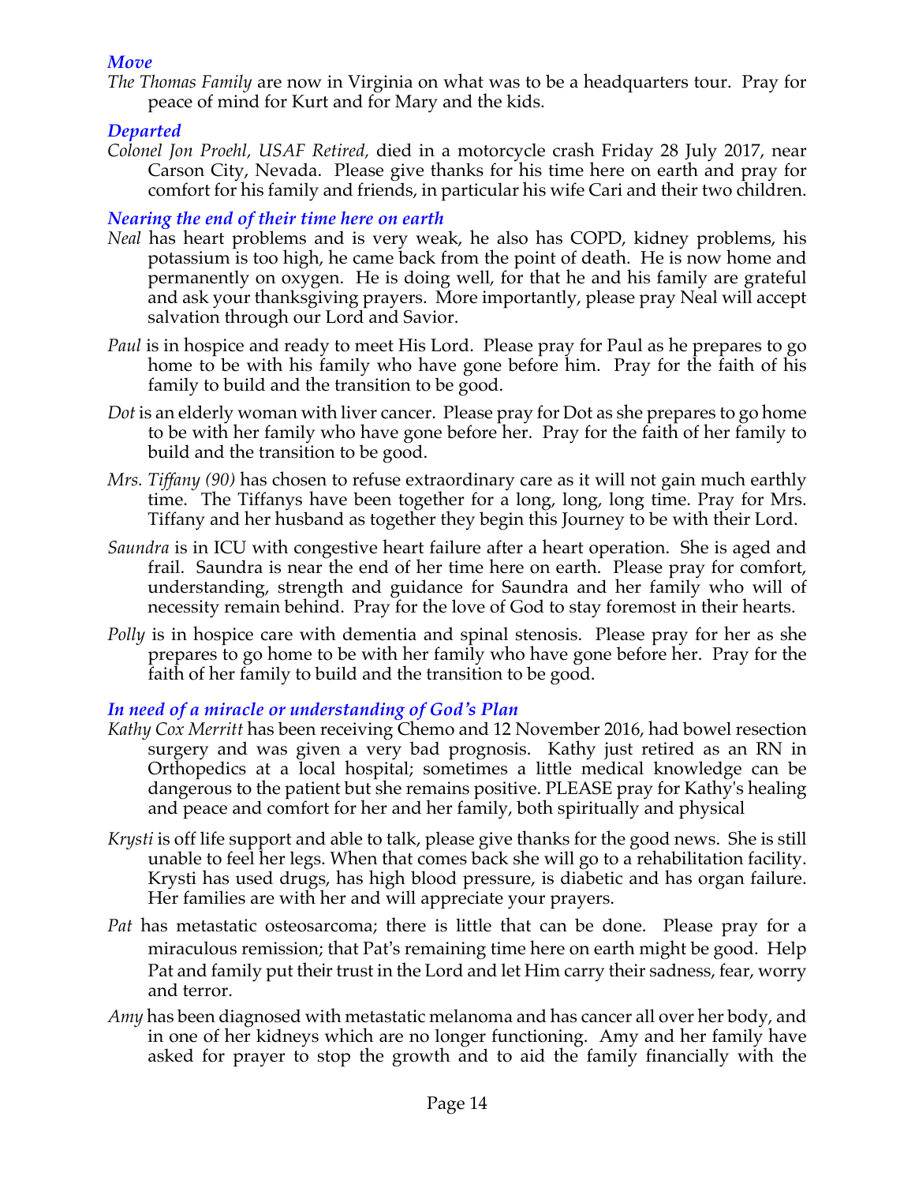### *Move*

*The Thomas Family* are now in Virginia on what was to be a headquarters tour. Pray for peace of mind for Kurt and for Mary and the kids.

### *Departed*

*Colonel Jon Proehl, USAF Retired,* died in a motorcycle crash Friday 28 July 2017, near Carson City, Nevada. Please give thanks for his time here on earth and pray for comfort for his family and friends, in particular his wife Cari and their two children.

### *Nearing the end of their time here on earth*

*Neal* has heart problems and is very weak, he also has COPD, kidney problems, his potassium is too high, he came back from the point of death. He is now home and permanently on oxygen. He is doing well, for that he and his family are grateful and ask your thanksgiving prayers. More importantly, please pray Neal will accept salvation through our Lord and Savior.

*Paul* is in hospice and ready to meet His Lord. Please pray for Paul as he prepares to go home to be with his family who have gone before him. Pray for the faith of his family to build and the transition to be good.

*Dot* is an elderly woman with liver cancer. Please pray for Dot as she prepares to go home to be with her family who have gone before her. Pray for the faith of her family to build and the transition to be good.

*Mrs. Tiffany (90)* has chosen to refuse extraordinary care as it will not gain much earthly time. The Tiffanys have been together for a long, long, long time. Pray for Mrs. Tiffany and her husband as together they begin this Journey to be with their Lord.

*Saundra* is in ICU with congestive heart failure after a heart operation. She is aged and frail. Saundra is near the end of her time here on earth. Please pray for comfort, understanding, strength and guidance for Saundra and her family who will of necessity remain behind. Pray for the love of God to stay foremost in their hearts.

*Polly* is in hospice care with dementia and spinal stenosis. Please pray for her as she prepares to go home to be with her family who have gone before her. Pray for the faith of her family to build and the transition to be good.

### *In need of a miracle or understanding of God's Plan*

*Kathy Cox Merritt* has been receiving Chemo and 12 November 2016, had bowel resection surgery and was given a very bad prognosis. Kathy just retired as an RN in Orthopedics at a local hospital; sometimes a little medical knowledge can be dangerous to the patient but she remains positive. PLEASE pray for Kathy's healing and peace and comfort for her and her family, both spiritually and physical

*Krysti* is off life support and able to talk, please give thanks for the good news. She is still unable to feel her legs. When that comes back she will go to a rehabilitation facility. Krysti has used drugs, has high blood pressure, is diabetic and has organ failure. Her families are with her and will appreciate your prayers.

*Pat* has metastatic osteosarcoma; there is little that can be done. Please pray for a miraculous remission; that Pat's remaining time here on earth might be good. Help Pat and family put their trust in the Lord and let Him carry their sadness, fear, worry and terror.

*Amy* has been diagnosed with metastatic melanoma and has cancer all over her body, and in one of her kidneys which are no longer functioning. Amy and her family have asked for prayer to stop the growth and to aid the family financially with the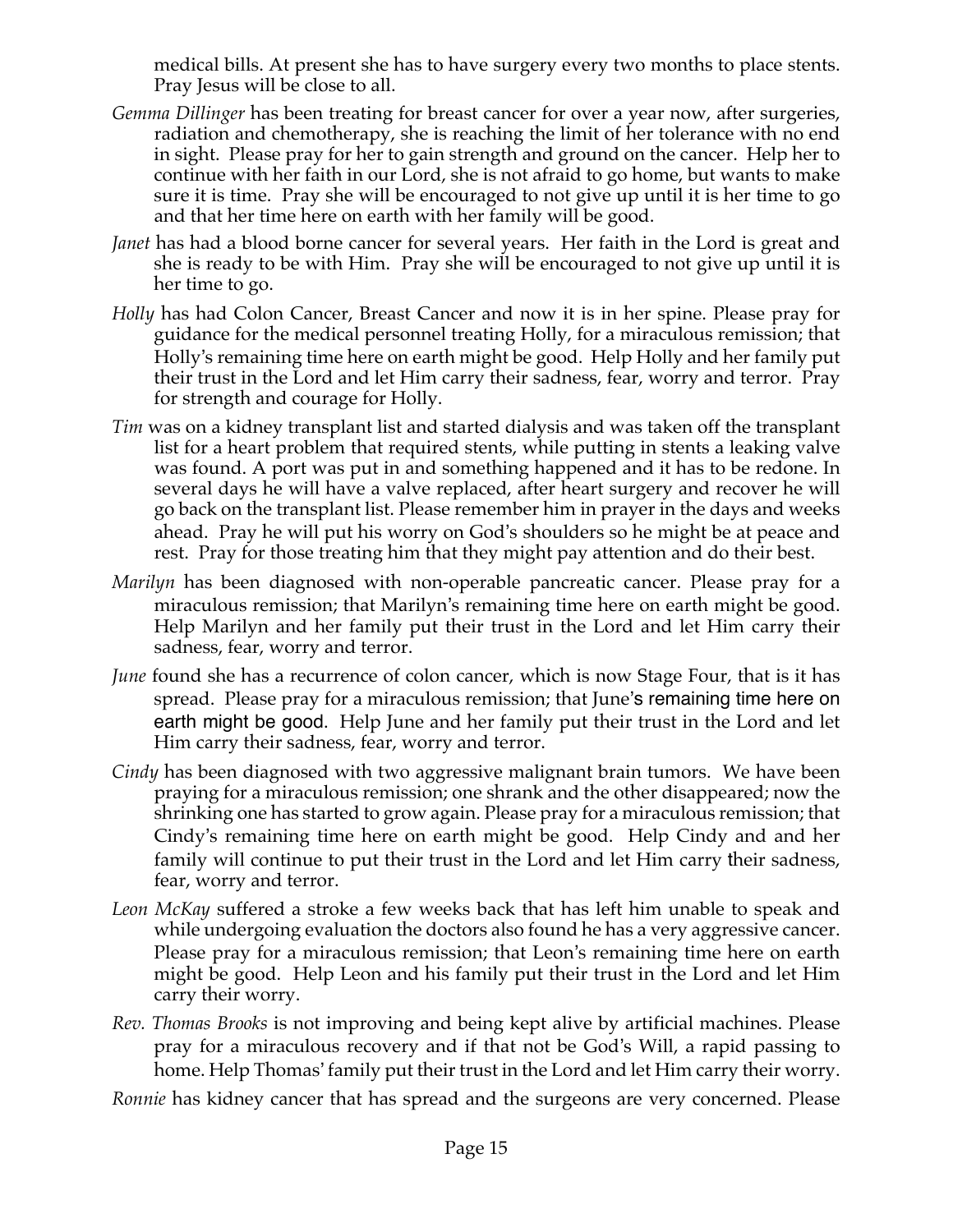medical bills. At present she has to have surgery every two months to place stents. Pray Jesus will be close to all.

*Gemma Dillinger* has been treating for breast cancer for over a year now, after surgeries, radiation and chemotherapy, she is reaching the limit of her tolerance with no end in sight. Please pray for her to gain strength and ground on the cancer. Help her to continue with her faith in our Lord, she is not afraid to go home, but wants to make sure it is time. Pray she will be encouraged to not give up until it is her time to go and that her time here on earth with her family will be good.

*Janet* has had a blood borne cancer for several years. Her faith in the Lord is great and she is ready to be with Him. Pray she will be encouraged to not give up until it is her time to go.

*Holly* has had Colon Cancer, Breast Cancer and now it is in her spine. Please pray for guidance for the medical personnel treating Holly, for a miraculous remission; that Holly's remaining time here on earth might be good. Help Holly and her family put their trust in the Lord and let Him carry their sadness, fear, worry and terror. Pray for strength and courage for Holly.

*Tim* was on a kidney transplant list and started dialysis and was taken off the transplant list for a heart problem that required stents, while putting in stents a leaking valve was found. A port was put in and something happened and it has to be redone. In several days he will have a valve replaced, after heart surgery and recover he will go back on the transplant list. Please remember him in prayer in the days and weeks ahead. Pray he will put his worry on God's shoulders so he might be at peace and rest. Pray for those treating him that they might pay attention and do their best.

*Marilyn* has been diagnosed with non-operable pancreatic cancer. Please pray for a miraculous remission; that Marilyn's remaining time here on earth might be good. Help Marilyn and her family put their trust in the Lord and let Him carry their sadness, fear, worry and terror.

*June* found she has a recurrence of colon cancer, which is now Stage Four, that is it has spread. Please pray for a miraculous remission; that June's remaining time here on earth might be good. Help June and her family put their trust in the Lord and let Him carry their sadness, fear, worry and terror.

*Cindy* has been diagnosed with two aggressive malignant brain tumors. We have been praying for a miraculous remission; one shrank and the other disappeared; now the shrinking one has started to grow again. Please pray for a miraculous remission; that Cindy's remaining time here on earth might be good. Help Cindy and and her family will continue to put their trust in the Lord and let Him carry their sadness, fear, worry and terror.

*Leon McKay* suffered a stroke a few weeks back that has left him unable to speak and while undergoing evaluation the doctors also found he has a very aggressive cancer. Please pray for a miraculous remission; that Leon's remaining time here on earth might be good. Help Leon and his family put their trust in the Lord and let Him carry their worry.

*Rev. Thomas Brooks* is not improving and being kept alive by artificial machines. Please pray for a miraculous recovery and if that not be God's Will, a rapid passing to home. Help Thomas' family put their trust in the Lord and let Him carry their worry.

*Ronnie* has kidney cancer that has spread and the surgeons are very concerned. Please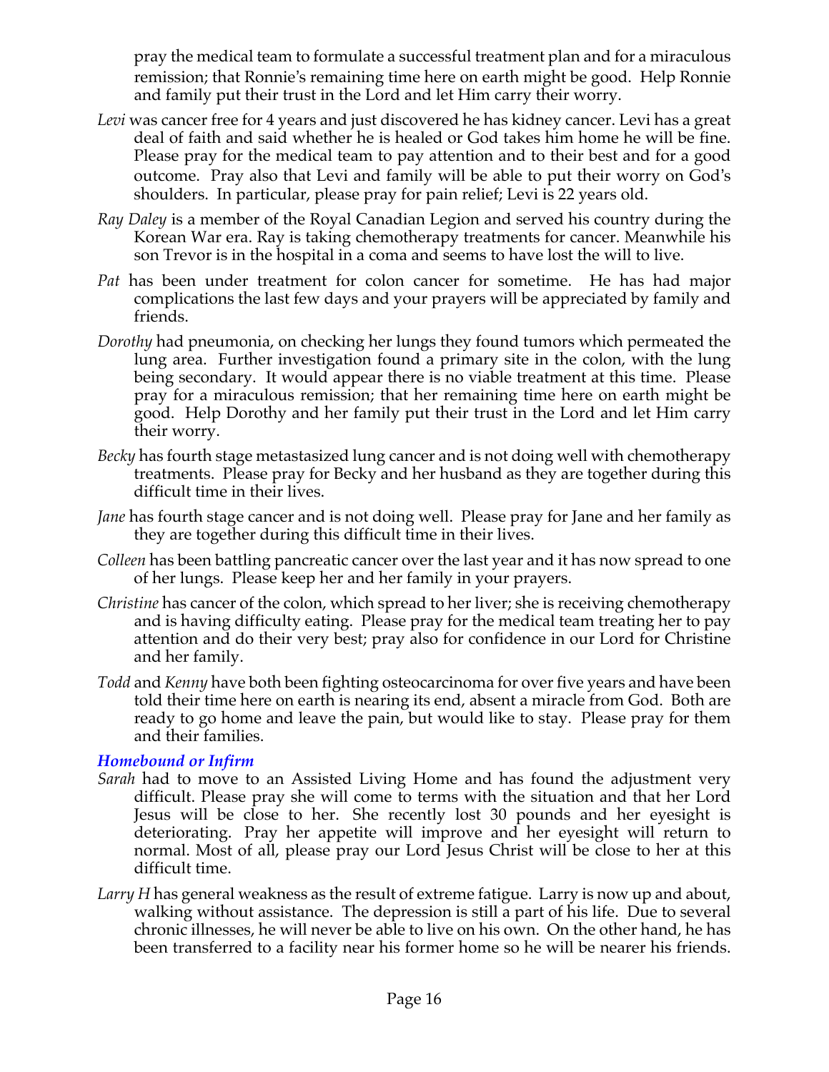pray the medical team to formulate a successful treatment plan and for a miraculous remission; that Ronnie's remaining time here on earth might be good. Help Ronnie and family put their trust in the Lord and let Him carry their worry.

*Levi* was cancer free for 4 years and just discovered he has kidney cancer. Levi has a great deal of faith and said whether he is healed or God takes him home he will be fine. Please pray for the medical team to pay attention and to their best and for a good outcome. Pray also that Levi and family will be able to put their worry on God's shoulders. In particular, please pray for pain relief; Levi is 22 years old.

*Ray Daley* is a member of the Royal Canadian Legion and served his country during the Korean War era. Ray is taking chemotherapy treatments for cancer. Meanwhile his son Trevor is in the hospital in a coma and seems to have lost the will to live.

*Pat* has been under treatment for colon cancer for sometime. He has had major complications the last few days and your prayers will be appreciated by family and friends.

*Dorothy* had pneumonia, on checking her lungs they found tumors which permeated the lung area. Further investigation found a primary site in the colon, with the lung being secondary. It would appear there is no viable treatment at this time. Please pray for a miraculous remission; that her remaining time here on earth might be good. Help Dorothy and her family put their trust in the Lord and let Him carry their worry.

*Becky* has fourth stage metastasized lung cancer and is not doing well with chemotherapy treatments. Please pray for Becky and her husband as they are together during this difficult time in their lives.

*Jane* has fourth stage cancer and is not doing well. Please pray for Jane and her family as they are together during this difficult time in their lives.

*Colleen* has been battling pancreatic cancer over the last year and it has now spread to one of her lungs. Please keep her and her family in your prayers.

*Christine* has cancer of the colon, which spread to her liver; she is receiving chemotherapy and is having difficulty eating. Please pray for the medical team treating her to pay attention and do their very best; pray also for confidence in our Lord for Christine and her family.

*Todd* and *Kenny* have both been fighting osteocarcinoma for over five years and have been told their time here on earth is nearing its end, absent a miracle from God. Both are ready to go home and leave the pain, but would like to stay. Please pray for them and their families.

### *Homebound or Infirm*

*Sarah* had to move to an Assisted Living Home and has found the adjustment very difficult. Please pray she will come to terms with the situation and that her Lord Jesus will be close to her. She recently lost 30 pounds and her eyesight is deteriorating. Pray her appetite will improve and her eyesight will return to normal. Most of all, please pray our Lord Jesus Christ will be close to her at this difficult time.

*Larry H* has general weakness as the result of extreme fatigue. Larry is now up and about, walking without assistance. The depression is still a part of his life. Due to several chronic illnesses, he will never be able to live on his own. On the other hand, he has been transferred to a facility near his former home so he will be nearer his friends.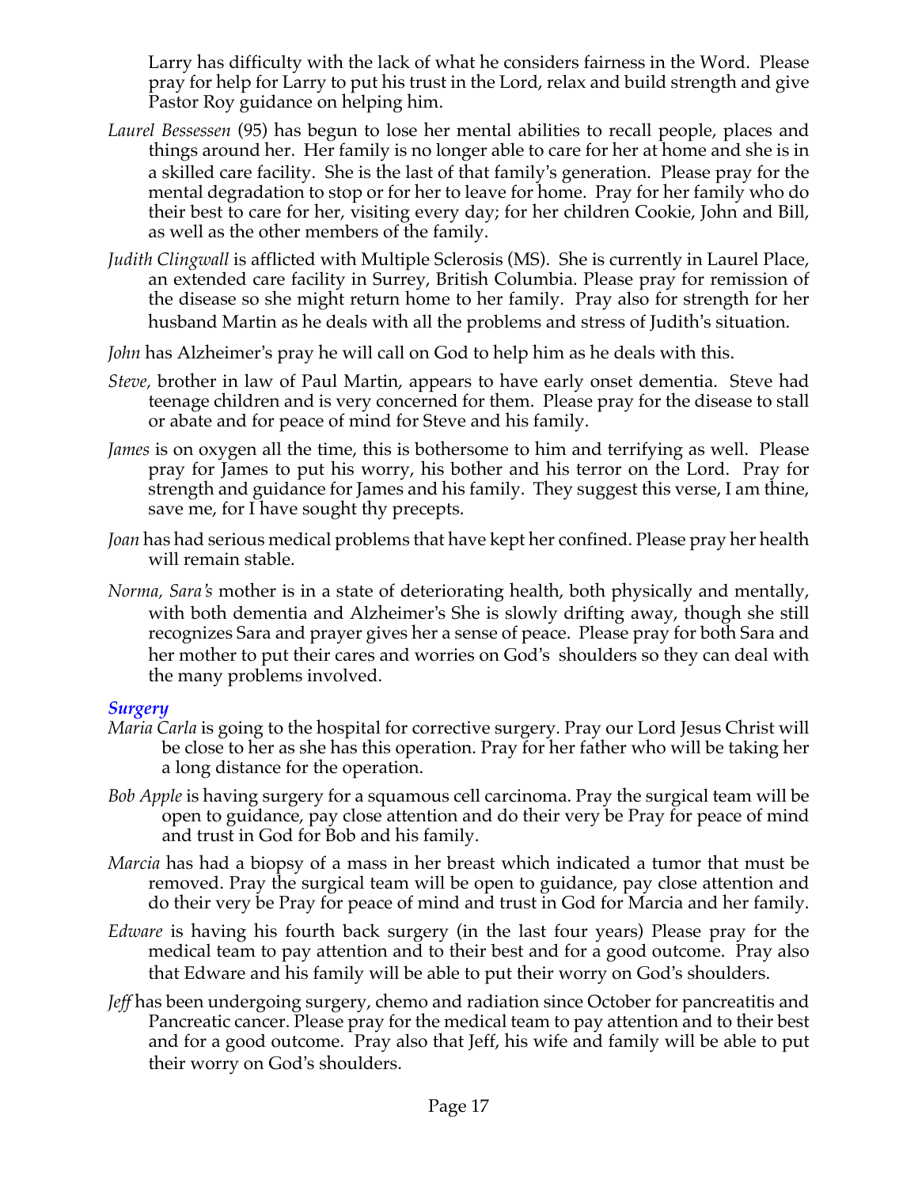Larry has difficulty with the lack of what he considers fairness in the Word. Please pray for help for Larry to put his trust in the Lord, relax and build strength and give Pastor Roy guidance on helping him.

*Laurel Bessessen* (95) has begun to lose her mental abilities to recall people, places and things around her. Her family is no longer able to care for her at home and she is in a skilled care facility. She is the last of that family's generation. Please pray for the mental degradation to stop or for her to leave for home. Pray for her family who do their best to care for her, visiting every day; for her children Cookie, John and Bill, as well as the other members of the family.

*Judith Clingwall* is afflicted with Multiple Sclerosis (MS). She is currently in Laurel Place, an extended care facility in Surrey, British Columbia. Please pray for remission of the disease so she might return home to her family. Pray also for strength for her husband Martin as he deals with all the problems and stress of Judith's situation.

*John* has Alzheimer's pray he will call on God to help him as he deals with this.

*Steve,* brother in law of Paul Martin, appears to have early onset dementia. Steve had teenage children and is very concerned for them. Please pray for the disease to stall or abate and for peace of mind for Steve and his family.

*James* is on oxygen all the time, this is bothersome to him and terrifying as well. Please pray for James to put his worry, his bother and his terror on the Lord. Pray for strength and guidance for James and his family. They suggest this verse, I am thine, save me, for I have sought thy precepts.

*Joan* has had serious medical problems that have kept her confined. Please pray her health will remain stable.

*Norma, Sara's* mother is in a state of deteriorating health, both physically and mentally, with both dementia and Alzheimer's She is slowly drifting away, though she still recognizes Sara and prayer gives her a sense of peace. Please pray for both Sara and her mother to put their cares and worries on God's shoulders so they can deal with the many problems involved.

### *Surgery*

*Maria Carla* is going to the hospital for corrective surgery. Pray our Lord Jesus Christ will be close to her as she has this operation. Pray for her father who will be taking her a long distance for the operation.

*Bob Apple* is having surgery for a squamous cell carcinoma. Pray the surgical team will be open to guidance, pay close attention and do their very be Pray for peace of mind and trust in God for Bob and his family.

*Marcia* has had a biopsy of a mass in her breast which indicated a tumor that must be removed. Pray the surgical team will be open to guidance, pay close attention and do their very be Pray for peace of mind and trust in God for Marcia and her family.

*Edware* is having his fourth back surgery (in the last four years) Please pray for the medical team to pay attention and to their best and for a good outcome. Pray also that Edware and his family will be able to put their worry on God's shoulders.

*Jeff* has been undergoing surgery, chemo and radiation since October for pancreatitis and Pancreatic cancer. Please pray for the medical team to pay attention and to their best and for a good outcome. Pray also that Jeff, his wife and family will be able to put their worry on God's shoulders.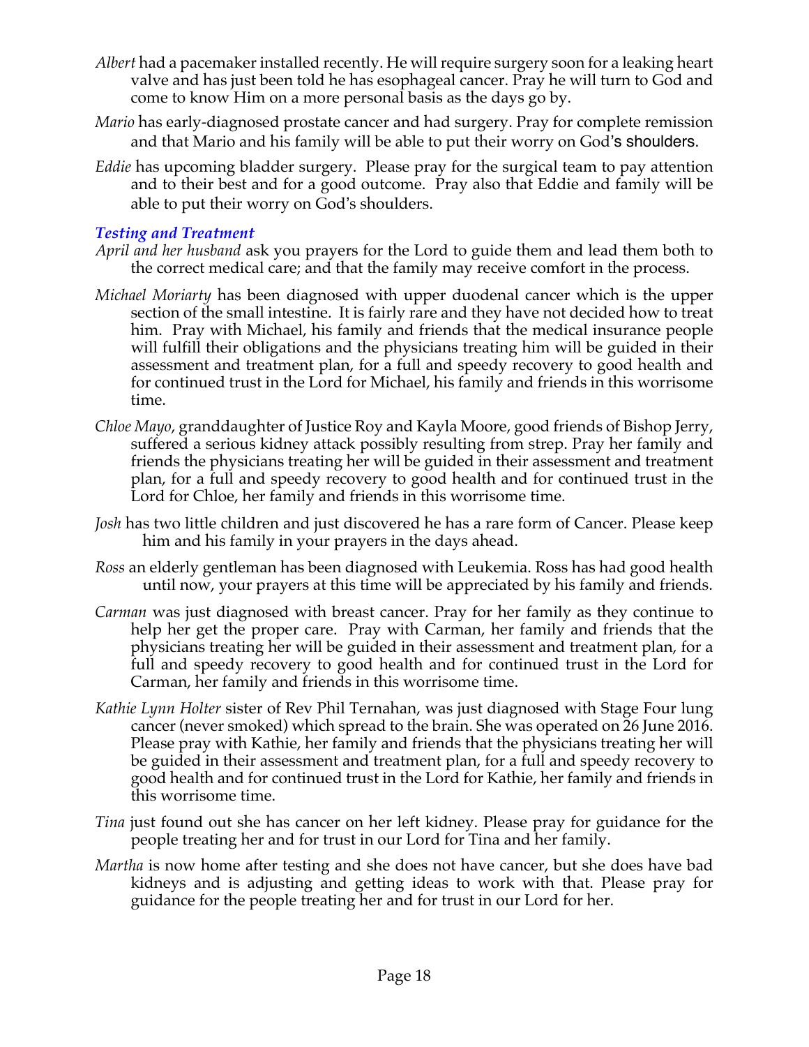*Albert* had a pacemaker installed recently. He will require surgery soon for a leaking heart valve and has just been told he has esophageal cancer. Pray he will turn to God and come to know Him on a more personal basis as the days go by.

*Mario* has early-diagnosed prostate cancer and had surgery. Pray for complete remission and that Mario and his family will be able to put their worry on God's shoulders.

*Eddie* has upcoming bladder surgery. Please pray for the surgical team to pay attention and to their best and for a good outcome. Pray also that Eddie and family will be able to put their worry on God's shoulders.

### *Testing and Treatment*

*April and her husband* ask you prayers for the Lord to guide them and lead them both to the correct medical care; and that the family may receive comfort in the process.

*Michael Moriarty* has been diagnosed with upper duodenal cancer which is the upper section of the small intestine. It is fairly rare and they have not decided how to treat him. Pray with Michael, his family and friends that the medical insurance people will fulfill their obligations and the physicians treating him will be guided in their assessment and treatment plan, for a full and speedy recovery to good health and for continued trust in the Lord for Michael, his family and friends in this worrisome time.

*Chloe Mayo*, granddaughter of Justice Roy and Kayla Moore, good friends of Bishop Jerry, suffered a serious kidney attack possibly resulting from strep. Pray her family and friends the physicians treating her will be guided in their assessment and treatment plan, for a full and speedy recovery to good health and for continued trust in the Lord for Chloe, her family and friends in this worrisome time.

*Josh* has two little children and just discovered he has a rare form of Cancer. Please keep him and his family in your prayers in the days ahead.

*Ross* an elderly gentleman has been diagnosed with Leukemia. Ross has had good health until now, your prayers at this time will be appreciated by his family and friends.

*Carman* was just diagnosed with breast cancer. Pray for her family as they continue to help her get the proper care. Pray with Carman, her family and friends that the physicians treating her will be guided in their assessment and treatment plan, for a full and speedy recovery to good health and for continued trust in the Lord for Carman, her family and friends in this worrisome time.

*Kathie Lynn Holter* sister of Rev Phil Ternahan, was just diagnosed with Stage Four lung cancer (never smoked) which spread to the brain. She was operated on 26 June 2016. Please pray with Kathie, her family and friends that the physicians treating her will be guided in their assessment and treatment plan, for a full and speedy recovery to good health and for continued trust in the Lord for Kathie, her family and friends in this worrisome time.

*Tina* just found out she has cancer on her left kidney. Please pray for guidance for the people treating her and for trust in our Lord for Tina and her family.

*Martha* is now home after testing and she does not have cancer, but she does have bad kidneys and is adjusting and getting ideas to work with that. Please pray for guidance for the people treating her and for trust in our Lord for her.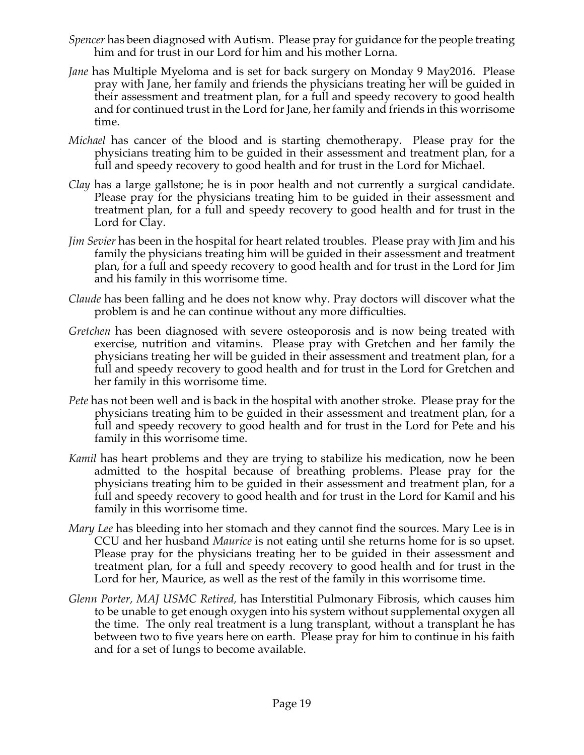*Spencer* has been diagnosed with Autism. Please pray for guidance for the people treating him and for trust in our Lord for him and his mother Lorna.

*Jane* has Multiple Myeloma and is set for back surgery on Monday 9 May2016. Please pray with Jane, her family and friends the physicians treating her will be guided in their assessment and treatment plan, for a full and speedy recovery to good health and for continued trust in the Lord for Jane, her family and friends in this worrisome time.

*Michael* has cancer of the blood and is starting chemotherapy. Please pray for the physicians treating him to be guided in their assessment and treatment plan, for a full and speedy recovery to good health and for trust in the Lord for Michael.

*Clay* has a large gallstone; he is in poor health and not currently a surgical candidate. Please pray for the physicians treating him to be guided in their assessment and treatment plan, for a full and speedy recovery to good health and for trust in the Lord for Clay.

*Jim Sevier* has been in the hospital for heart related troubles. Please pray with Jim and his family the physicians treating him will be guided in their assessment and treatment plan, for a full and speedy recovery to good health and for trust in the Lord for Jim and his family in this worrisome time.

*Claude* has been falling and he does not know why. Pray doctors will discover what the problem is and he can continue without any more difficulties.

*Gretchen* has been diagnosed with severe osteoporosis and is now being treated with exercise, nutrition and vitamins. Please pray with Gretchen and her family the physicians treating her will be guided in their assessment and treatment plan, for a full and speedy recovery to good health and for trust in the Lord for Gretchen and her family in this worrisome time.

*Pete* has not been well and is back in the hospital with another stroke. Please pray for the physicians treating him to be guided in their assessment and treatment plan, for a full and speedy recovery to good health and for trust in the Lord for Pete and his family in this worrisome time.

*Kamil* has heart problems and they are trying to stabilize his medication, now he been admitted to the hospital because of breathing problems. Please pray for the physicians treating him to be guided in their assessment and treatment plan, for a full and speedy recovery to good health and for trust in the Lord for Kamil and his family in this worrisome time.

*Mary Lee* has bleeding into her stomach and they cannot find the sources. Mary Lee is in CCU and her husband *Maurice* is not eating until she returns home for is so upset. Please pray for the physicians treating her to be guided in their assessment and treatment plan, for a full and speedy recovery to good health and for trust in the Lord for her, Maurice, as well as the rest of the family in this worrisome time.

*Glenn Porter, MAJ USMC Retired,* has Interstitial Pulmonary Fibrosis, which causes him to be unable to get enough oxygen into his system without supplemental oxygen all the time. The only real treatment is a lung transplant, without a transplant he has between two to five years here on earth. Please pray for him to continue in his faith and for a set of lungs to become available.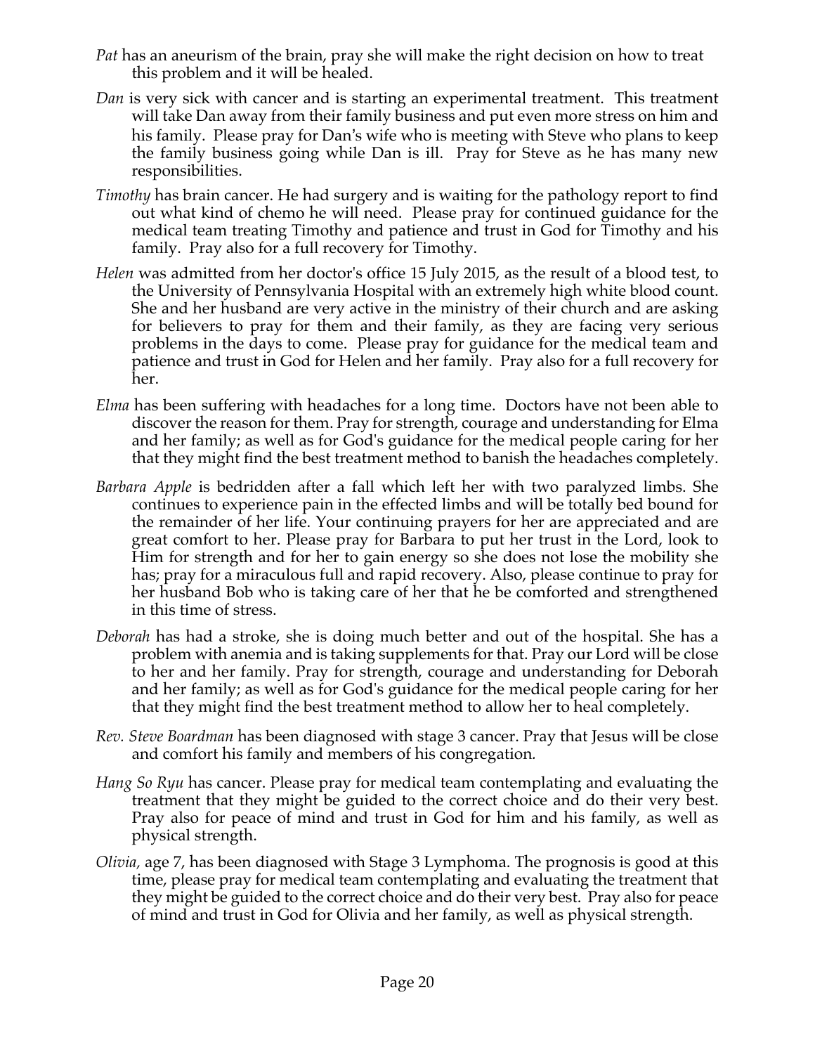*Pat* has an aneurism of the brain, pray she will make the right decision on how to treat this problem and it will be healed.

*Dan* is very sick with cancer and is starting an experimental treatment. This treatment will take Dan away from their family business and put even more stress on him and his family. Please pray for Dan's wife who is meeting with Steve who plans to keep the family business going while Dan is ill. Pray for Steve as he has many new responsibilities.

*Timothy* has brain cancer. He had surgery and is waiting for the pathology report to find out what kind of chemo he will need. Please pray for continued guidance for the medical team treating Timothy and patience and trust in God for Timothy and his family. Pray also for a full recovery for Timothy.

*Helen* was admitted from her doctor's office 15 July 2015, as the result of a blood test, to the University of Pennsylvania Hospital with an extremely high white blood count. She and her husband are very active in the ministry of their church and are asking for believers to pray for them and their family, as they are facing very serious problems in the days to come. Please pray for guidance for the medical team and patience and trust in God for Helen and her family. Pray also for a full recovery for her.

*Elma* has been suffering with headaches for a long time. Doctors have not been able to discover the reason for them. Pray for strength, courage and understanding for Elma and her family; as well as for God's guidance for the medical people caring for her that they might find the best treatment method to banish the headaches completely.

*Barbara Apple* is bedridden after a fall which left her with two paralyzed limbs. She continues to experience pain in the effected limbs and will be totally bed bound for the remainder of her life. Your continuing prayers for her are appreciated and are great comfort to her. Please pray for Barbara to put her trust in the Lord, look to Him for strength and for her to gain energy so she does not lose the mobility she has; pray for a miraculous full and rapid recovery. Also, please continue to pray for her husband Bob who is taking care of her that he be comforted and strengthened in this time of stress.

*Deborah* has had a stroke, she is doing much better and out of the hospital. She has a problem with anemia and is taking supplements for that. Pray our Lord will be close to her and her family. Pray for strength, courage and understanding for Deborah and her family; as well as for God's guidance for the medical people caring for her that they might find the best treatment method to allow her to heal completely.

*Rev. Steve Boardman* has been diagnosed with stage 3 cancer. Pray that Jesus will be close and comfort his family and members of his congregation.

*Hang So Ryu* has cancer. Please pray for medical team contemplating and evaluating the treatment that they might be guided to the correct choice and do their very best. Pray also for peace of mind and trust in God for him and his family, as well as physical strength.

*Olivia*, age 7, has been diagnosed with Stage 3 Lymphoma. The prognosis is good at this time, please pray for medical team contemplating and evaluating the treatment that they might be guided to the correct choice and do their very best. Pray also for peace of mind and trust in God for Olivia and her family, as well as physical strength.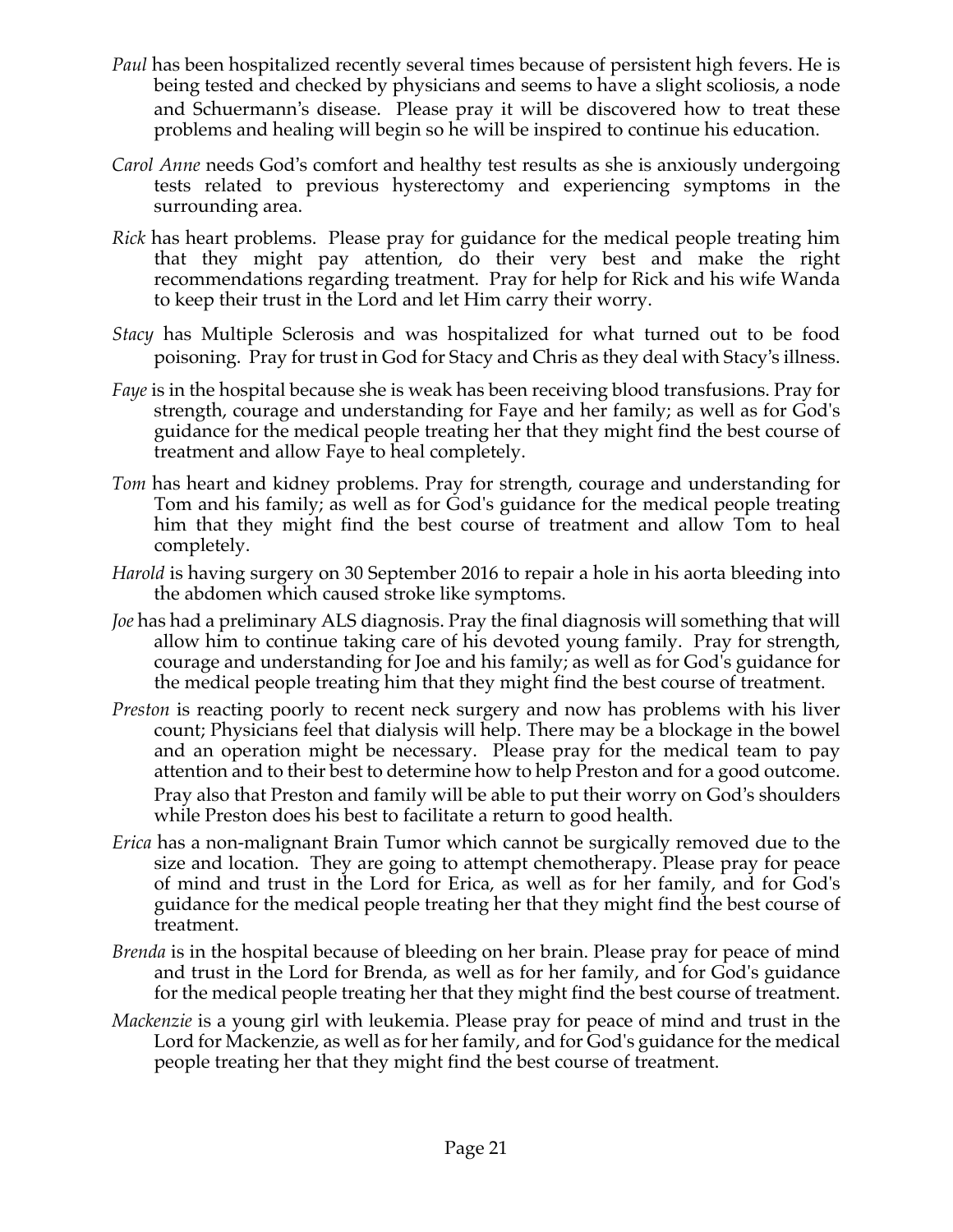*Paul* has been hospitalized recently several times because of persistent high fevers. He is being tested and checked by physicians and seems to have a slight scoliosis, a node and Schuermann's disease. Please pray it will be discovered how to treat these problems and healing will begin so he will be inspired to continue his education.

*Carol Anne* needs God's comfort and healthy test results as she is anxiously undergoing tests related to previous hysterectomy and experiencing symptoms in the surrounding area.

*Rick* has heart problems. Please pray for guidance for the medical people treating him that they might pay attention, do their very best and make the right recommendations regarding treatment. Pray for help for Rick and his wife Wanda to keep their trust in the Lord and let Him carry their worry.

*Stacy* has Multiple Sclerosis and was hospitalized for what turned out to be food poisoning. Pray for trust in God for Stacy and Chris as they deal with Stacy's illness.

*Faye* is in the hospital because she is weak has been receiving blood transfusions. Pray for strength, courage and understanding for Faye and her family; as well as for God's guidance for the medical people treating her that they might find the best course of treatment and allow Faye to heal completely.

*Tom* has heart and kidney problems. Pray for strength, courage and understanding for Tom and his family; as well as for God's guidance for the medical people treating him that they might find the best course of treatment and allow Tom to heal completely.

*Harold* is having surgery on 30 September 2016 to repair a hole in his aorta bleeding into the abdomen which caused stroke like symptoms.

*Joe* has had a preliminary ALS diagnosis. Pray the final diagnosis will something that will allow him to continue taking care of his devoted young family. Pray for strength, courage and understanding for Joe and his family; as well as for God's guidance for the medical people treating him that they might find the best course of treatment.

*Preston* is reacting poorly to recent neck surgery and now has problems with his liver count; Physicians feel that dialysis will help. There may be a blockage in the bowel and an operation might be necessary. Please pray for the medical team to pay attention and to their best to determine how to help Preston and for a good outcome. Pray also that Preston and family will be able to put their worry on God's shoulders while Preston does his best to facilitate a return to good health.

*Erica* has a non-malignant Brain Tumor which cannot be surgically removed due to the size and location. They are going to attempt chemotherapy. Please pray for peace of mind and trust in the Lord for Erica, as well as for her family, and for God's guidance for the medical people treating her that they might find the best course of treatment.

*Brenda* is in the hospital because of bleeding on her brain. Please pray for peace of mind and trust in the Lord for Brenda, as well as for her family, and for God's guidance for the medical people treating her that they might find the best course of treatment.

*Mackenzie* is a young girl with leukemia. Please pray for peace of mind and trust in the Lord for Mackenzie, as well as for her family, and for God's guidance for the medical people treating her that they might find the best course of treatment.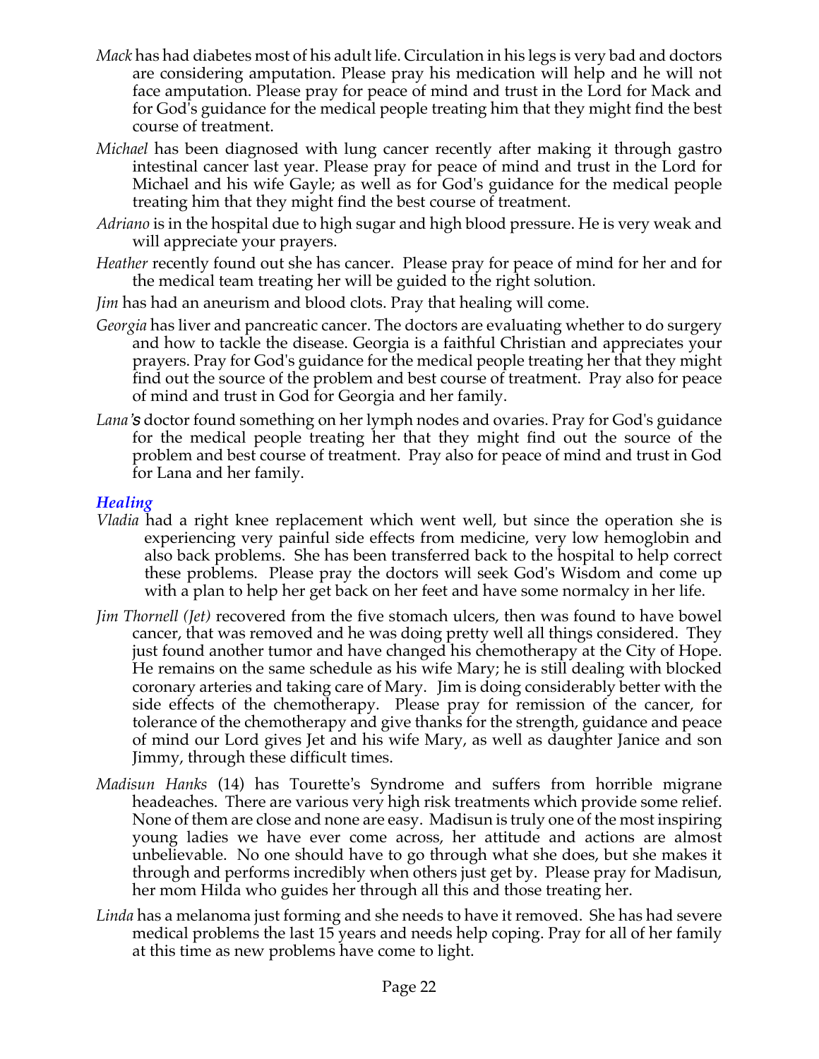*Mack* has had diabetes most of his adult life. Circulation in his legs is very bad and doctors are considering amputation. Please pray his medication will help and he will not face amputation. Please pray for peace of mind and trust in the Lord for Mack and for God's guidance for the medical people treating him that they might find the best course of treatment.

*Michael* has been diagnosed with lung cancer recently after making it through gastro intestinal cancer last year. Please pray for peace of mind and trust in the Lord for Michael and his wife Gayle; as well as for God's guidance for the medical people treating him that they might find the best course of treatment.

*Adriano* is in the hospital due to high sugar and high blood pressure. He is very weak and will appreciate your prayers.

*Heather* recently found out she has cancer. Please pray for peace of mind for her and for the medical team treating her will be guided to the right solution.

*Jim* has had an aneurism and blood clots. Pray that healing will come.

*Georgia* has liver and pancreatic cancer. The doctors are evaluating whether to do surgery and how to tackle the disease. Georgia is a faithful Christian and appreciates your prayers. Pray for God's guidance for the medical people treating her that they might find out the source of the problem and best course of treatment. Pray also for peace of mind and trust in God for Georgia and her family.

*Lana's* doctor found something on her lymph nodes and ovaries. Pray for God's guidance for the medical people treating her that they might find out the source of the problem and best course of treatment. Pray also for peace of mind and trust in God for Lana and her family.

### *Healing*

*Vladia* had a right knee replacement which went well, but since the operation she is experiencing very painful side effects from medicine, very low hemoglobin and also back problems. She has been transferred back to the hospital to help correct these problems. Please pray the doctors will seek God's Wisdom and come up with a plan to help her get back on her feet and have some normalcy in her life.

*Jim Thornell (Jet)* recovered from the five stomach ulcers, then was found to have bowel cancer, that was removed and he was doing pretty well all things considered. They just found another tumor and have changed his chemotherapy at the City of Hope. He remains on the same schedule as his wife Mary; he is still dealing with blocked coronary arteries and taking care of Mary. Jim is doing considerably better with the side effects of the chemotherapy. Please pray for remission of the cancer, for tolerance of the chemotherapy and give thanks for the strength, guidance and peace of mind our Lord gives Jet and his wife Mary, as well as daughter Janice and son Jimmy, through these difficult times.

*Madisun Hanks* (14) has Tourette's Syndrome and suffers from horrible migrane headeaches. There are various very high risk treatments which provide some relief. None of them are close and none are easy. Madisun is truly one of the most inspiring young ladies we have ever come across, her attitude and actions are almost unbelievable. No one should have to go through what she does, but she makes it through and performs incredibly when others just get by. Please pray for Madisun, her mom Hilda who guides her through all this and those treating her.

*Linda* has a melanoma just forming and she needs to have it removed. She has had severe medical problems the last 15 years and needs help coping. Pray for all of her family at this time as new problems have come to light.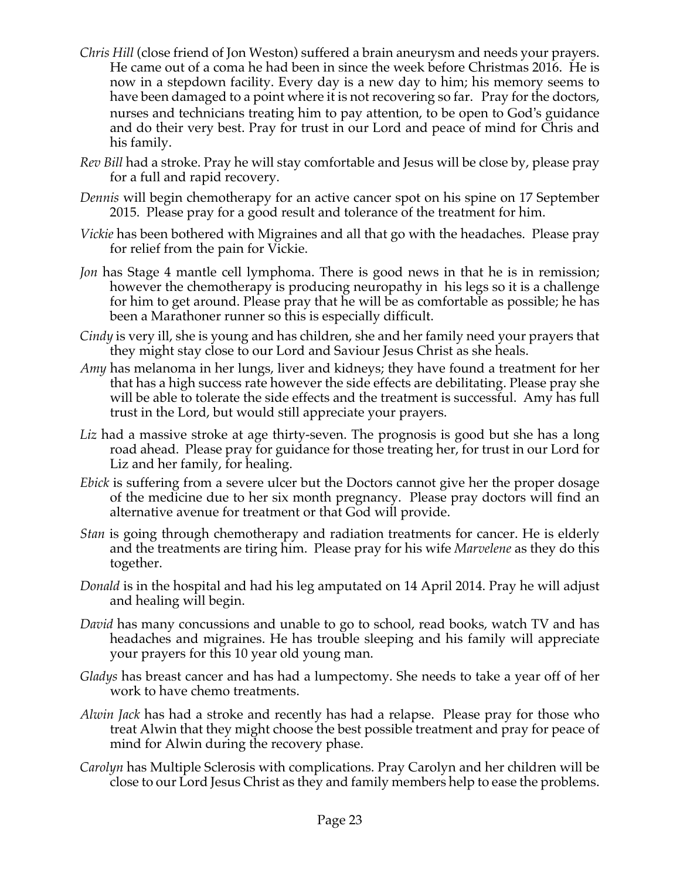*Chris Hill* (close friend of Jon Weston) suffered a brain aneurysm and needs your prayers. He came out of a coma he had been in since the week before Christmas 2016. He is now in a stepdown facility. Every day is a new day to him; his memory seems to have been damaged to a point where it is not recovering so far. Pray for the doctors, nurses and technicians treating him to pay attention, to be open to God's guidance and do their very best. Pray for trust in our Lord and peace of mind for Chris and his family.

*Rev Bill* had a stroke. Pray he will stay comfortable and Jesus will be close by, please pray for a full and rapid recovery.

*Dennis* will begin chemotherapy for an active cancer spot on his spine on 17 September 2015. Please pray for a good result and tolerance of the treatment for him.

*Vickie* has been bothered with Migraines and all that go with the headaches. Please pray for relief from the pain for Vickie.

*Jon* has Stage 4 mantle cell lymphoma. There is good news in that he is in remission; however the chemotherapy is producing neuropathy in his legs so it is a challenge for him to get around. Please pray that he will be as comfortable as possible; he has been a Marathoner runner so this is especially difficult.

*Cindy* is very ill, she is young and has children, she and her family need your prayers that they might stay close to our Lord and Saviour Jesus Christ as she heals.

*Amy* has melanoma in her lungs, liver and kidneys; they have found a treatment for her that has a high success rate however the side effects are debilitating. Please pray she will be able to tolerate the side effects and the treatment is successful. Amy has full trust in the Lord, but would still appreciate your prayers.

*Liz* had a massive stroke at age thirty-seven. The prognosis is good but she has a long road ahead. Please pray for guidance for those treating her, for trust in our Lord for Liz and her family, for healing.

*Ebick* is suffering from a severe ulcer but the Doctors cannot give her the proper dosage of the medicine due to her six month pregnancy. Please pray doctors will find an alternative avenue for treatment or that God will provide.

*Stan* is going through chemotherapy and radiation treatments for cancer. He is elderly and the treatments are tiring him. Please pray for his wife *Marvelene* as they do this together.

*Donald* is in the hospital and had his leg amputated on 14 April 2014. Pray he will adjust and healing will begin.

*David* has many concussions and unable to go to school, read books, watch TV and has headaches and migraines. He has trouble sleeping and his family will appreciate your prayers for this 10 year old young man.

*Gladys* has breast cancer and has had a lumpectomy. She needs to take a year off of her work to have chemo treatments.

*Alwin Jack* has had a stroke and recently has had a relapse. Please pray for those who treat Alwin that they might choose the best possible treatment and pray for peace of mind for Alwin during the recovery phase.

*Carolyn* has Multiple Sclerosis with complications. Pray Carolyn and her children will be close to our Lord Jesus Christ as they and family members help to ease the problems.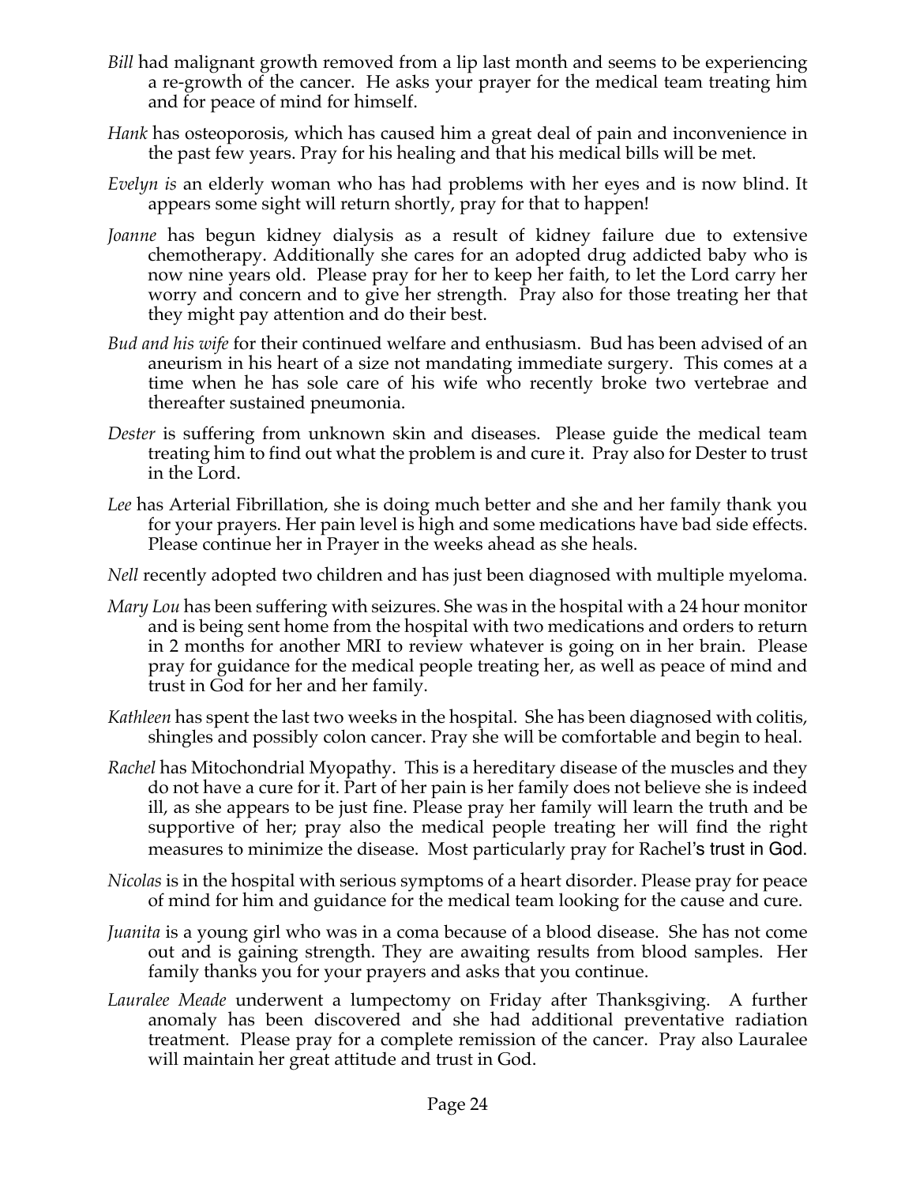*Bill* had malignant growth removed from a lip last month and seems to be experiencing a re-growth of the cancer. He asks your prayer for the medical team treating him and for peace of mind for himself.

*Hank* has osteoporosis, which has caused him a great deal of pain and inconvenience in the past few years. Pray for his healing and that his medical bills will be met.

*Evelyn is* an elderly woman who has had problems with her eyes and is now blind. It appears some sight will return shortly, pray for that to happen!

*Joanne* has begun kidney dialysis as a result of kidney failure due to extensive chemotherapy. Additionally she cares for an adopted drug addicted baby who is now nine years old. Please pray for her to keep her faith, to let the Lord carry her worry and concern and to give her strength. Pray also for those treating her that they might pay attention and do their best.

*Bud and his wife* for their continued welfare and enthusiasm. Bud has been advised of an aneurism in his heart of a size not mandating immediate surgery. This comes at a time when he has sole care of his wife who recently broke two vertebrae and thereafter sustained pneumonia.

*Dester* is suffering from unknown skin and diseases. Please guide the medical team treating him to find out what the problem is and cure it. Pray also for Dester to trust in the Lord.

*Lee* has Arterial Fibrillation, she is doing much better and she and her family thank you for your prayers. Her pain level is high and some medications have bad side effects. Please continue her in Prayer in the weeks ahead as she heals.

*Nell* recently adopted two children and has just been diagnosed with multiple myeloma.

*Mary Lou* has been suffering with seizures. She was in the hospital with a 24 hour monitor and is being sent home from the hospital with two medications and orders to return in 2 months for another MRI to review whatever is going on in her brain. Please pray for guidance for the medical people treating her, as well as peace of mind and trust in God for her and her family.

*Kathleen* has spent the last two weeks in the hospital. She has been diagnosed with colitis, shingles and possibly colon cancer. Pray she will be comfortable and begin to heal.

*Rachel* has Mitochondrial Myopathy. This is a hereditary disease of the muscles and they do not have a cure for it. Part of her pain is her family does not believe she is indeed ill, as she appears to be just fine. Please pray her family will learn the truth and be supportive of her; pray also the medical people treating her will find the right measures to minimize the disease. Most particularly pray for Rachel's trust in God.

*Nicolas* is in the hospital with serious symptoms of a heart disorder. Please pray for peace of mind for him and guidance for the medical team looking for the cause and cure.

*Juanita* is a young girl who was in a coma because of a blood disease. She has not come out and is gaining strength. They are awaiting results from blood samples. Her family thanks you for your prayers and asks that you continue.

*Lauralee Meade* underwent a lumpectomy on Friday after Thanksgiving. A further anomaly has been discovered and she had additional preventative radiation treatment. Please pray for a complete remission of the cancer. Pray also Lauralee will maintain her great attitude and trust in God.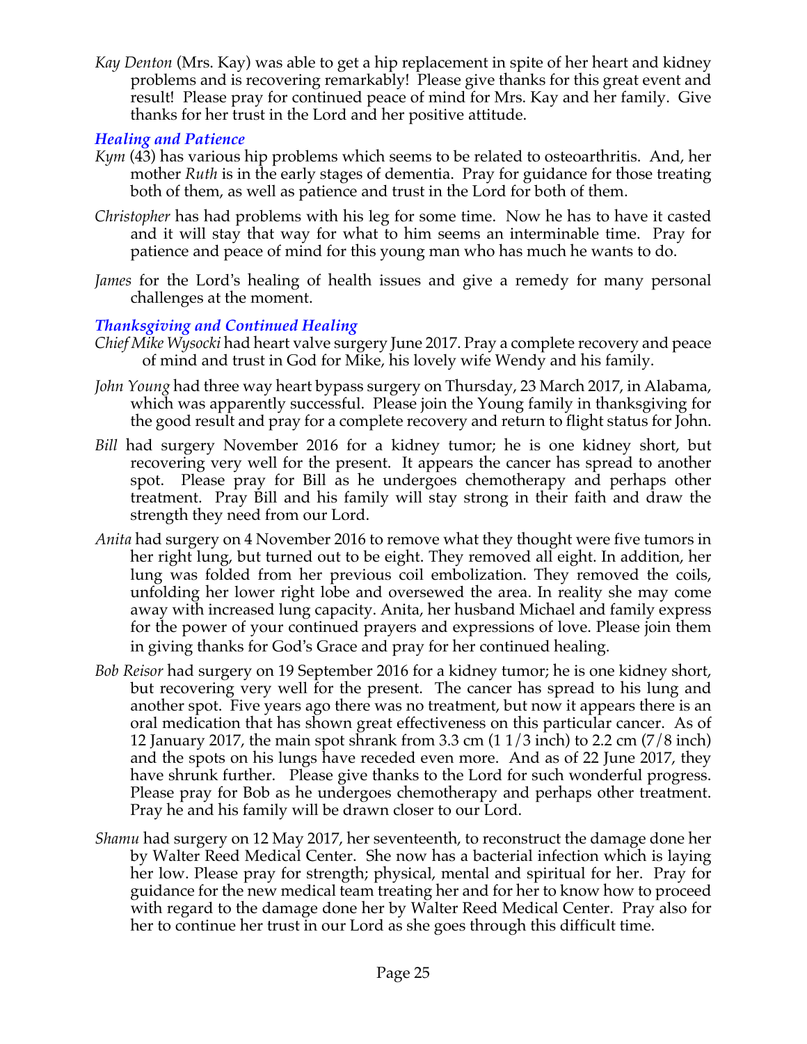*Kay Denton* (Mrs. Kay) was able to get a hip replacement in spite of her heart and kidney problems and is recovering remarkably! Please give thanks for this great event and result! Please pray for continued peace of mind for Mrs. Kay and her family. Give thanks for her trust in the Lord and her positive attitude.

### *Healing and Patience*

*Kym* (43) has various hip problems which seems to be related to osteoarthritis. And, her mother *Ruth* is in the early stages of dementia. Pray for guidance for those treating both of them, as well as patience and trust in the Lord for both of them.

*Christopher* has had problems with his leg for some time. Now he has to have it casted and it will stay that way for what to him seems an interminable time. Pray for patience and peace of mind for this young man who has much he wants to do.

*James* for the Lord's healing of health issues and give a remedy for many personal challenges at the moment.

### *Thanksgiving and Continued Healing*

*Chief Mike Wysocki* had heart valve surgery June 2017. Pray a complete recovery and peace of mind and trust in God for Mike, his lovely wife Wendy and his family.

*John Young* had three way heart bypass surgery on Thursday, 23 March 2017, in Alabama, which was apparently successful. Please join the Young family in thanksgiving for the good result and pray for a complete recovery and return to flight status for John.

*Bill* had surgery November 2016 for a kidney tumor; he is one kidney short, but recovering very well for the present. It appears the cancer has spread to another spot. Please pray for Bill as he undergoes chemotherapy and perhaps other treatment. Pray Bill and his family will stay strong in their faith and draw the strength they need from our Lord.

*Anita* had surgery on 4 November 2016 to remove what they thought were five tumors in her right lung, but turned out to be eight. They removed all eight. In addition, her lung was folded from her previous coil embolization. They removed the coils, unfolding her lower right lobe and oversewed the area. In reality she may come away with increased lung capacity. Anita, her husband Michael and family express for the power of your continued prayers and expressions of love. Please join them in giving thanks for God's Grace and pray for her continued healing.

*Bob Reisor* had surgery on 19 September 2016 for a kidney tumor; he is one kidney short, but recovering very well for the present. The cancer has spread to his lung and another spot. Five years ago there was no treatment, but now it appears there is an oral medication that has shown great effectiveness on this particular cancer. As of 12 January 2017, the main spot shrank from 3.3 cm (1 1/3 inch) to 2.2 cm (7/8 inch) and the spots on his lungs have receded even more. And as of 22 June 2017, they have shrunk further. Please give thanks to the Lord for such wonderful progress. Please pray for Bob as he undergoes chemotherapy and perhaps other treatment. Pray he and his family will be drawn closer to our Lord.

*Shamu* had surgery on 12 May 2017, her seventeenth, to reconstruct the damage done her by Walter Reed Medical Center. She now has a bacterial infection which is laying her low. Please pray for strength; physical, mental and spiritual for her. Pray for guidance for the new medical team treating her and for her to know how to proceed with regard to the damage done her by Walter Reed Medical Center. Pray also for her to continue her trust in our Lord as she goes through this difficult time.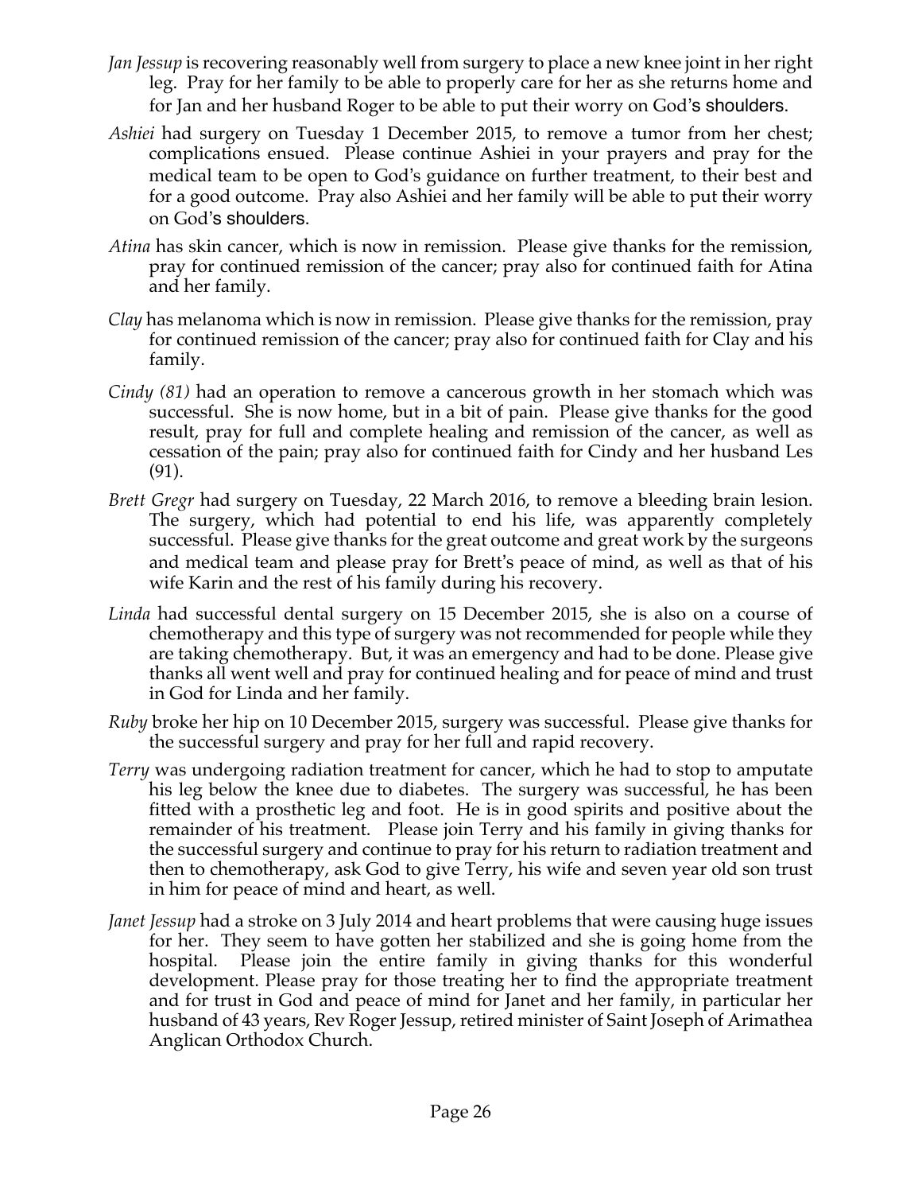*Jan Jessup* is recovering reasonably well from surgery to place a new knee joint in her right leg. Pray for her family to be able to properly care for her as she returns home and for Jan and her husband Roger to be able to put their worry on God's shoulders.

*Ashiei* had surgery on Tuesday 1 December 2015, to remove a tumor from her chest; complications ensued. Please continue Ashiei in your prayers and pray for the medical team to be open to God's guidance on further treatment, to their best and for a good outcome. Pray also Ashiei and her family will be able to put their worry on God's shoulders.

*Atina* has skin cancer, which is now in remission. Please give thanks for the remission, pray for continued remission of the cancer; pray also for continued faith for Atina and her family.

*Clay* has melanoma which is now in remission. Please give thanks for the remission, pray for continued remission of the cancer; pray also for continued faith for Clay and his family.

*Cindy (81)* had an operation to remove a cancerous growth in her stomach which was successful. She is now home, but in a bit of pain. Please give thanks for the good result, pray for full and complete healing and remission of the cancer, as well as cessation of the pain; pray also for continued faith for Cindy and her husband Les (91).

*Brett Gregr* had surgery on Tuesday, 22 March 2016, to remove a bleeding brain lesion. The surgery, which had potential to end his life, was apparently completely successful. Please give thanks for the great outcome and great work by the surgeons and medical team and please pray for Brett's peace of mind, as well as that of his wife Karin and the rest of his family during his recovery.

*Linda* had successful dental surgery on 15 December 2015, she is also on a course of chemotherapy and this type of surgery was not recommended for people while they are taking chemotherapy. But, it was an emergency and had to be done. Please give thanks all went well and pray for continued healing and for peace of mind and trust in God for Linda and her family.

*Ruby* broke her hip on 10 December 2015, surgery was successful. Please give thanks for the successful surgery and pray for her full and rapid recovery.

*Terry* was undergoing radiation treatment for cancer, which he had to stop to amputate his leg below the knee due to diabetes. The surgery was successful, he has been fitted with a prosthetic leg and foot. He is in good spirits and positive about the remainder of his treatment. Please join Terry and his family in giving thanks for the successful surgery and continue to pray for his return to radiation treatment and then to chemotherapy, ask God to give Terry, his wife and seven year old son trust in him for peace of mind and heart, as well.

*Janet Jessup* had a stroke on 3 July 2014 and heart problems that were causing huge issues for her. They seem to have gotten her stabilized and she is going home from the hospital. Please join the entire family in giving thanks for this wonderful development. Please pray for those treating her to find the appropriate treatment and for trust in God and peace of mind for Janet and her family, in particular her husband of 43 years, Rev Roger Jessup, retired minister of Saint Joseph of Arimathea Anglican Orthodox Church.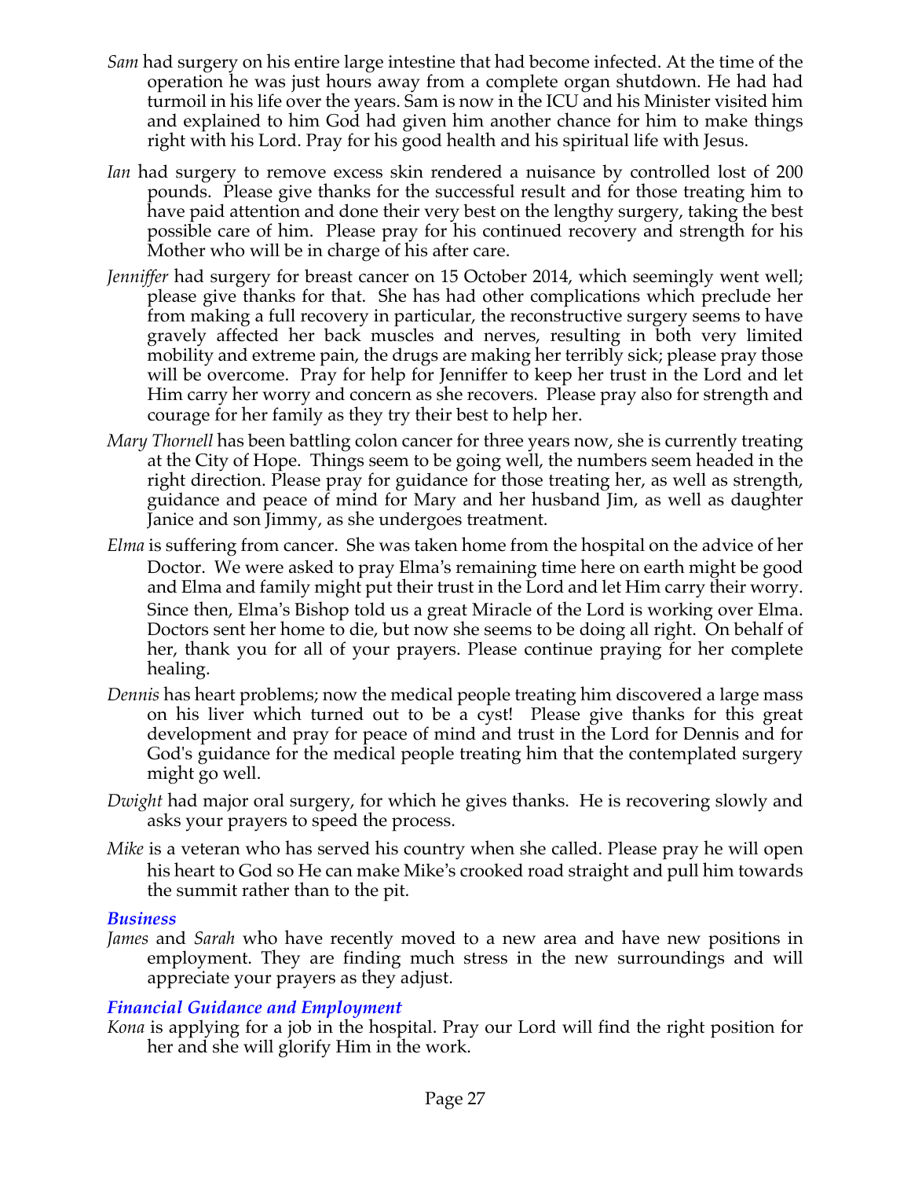*Sam* had surgery on his entire large intestine that had become infected. At the time of the operation he was just hours away from a complete organ shutdown. He had had turmoil in his life over the years. Sam is now in the ICU and his Minister visited him and explained to him God had given him another chance for him to make things right with his Lord. Pray for his good health and his spiritual life with Jesus.

*Ian* had surgery to remove excess skin rendered a nuisance by controlled lost of 200 pounds. Please give thanks for the successful result and for those treating him to have paid attention and done their very best on the lengthy surgery, taking the best possible care of him. Please pray for his continued recovery and strength for his Mother who will be in charge of his after care.

*Jenniffer* had surgery for breast cancer on 15 October 2014, which seemingly went well; please give thanks for that. She has had other complications which preclude her from making a full recovery in particular, the reconstructive surgery seems to have gravely affected her back muscles and nerves, resulting in both very limited mobility and extreme pain, the drugs are making her terribly sick; please pray those will be overcome. Pray for help for Jenniffer to keep her trust in the Lord and let Him carry her worry and concern as she recovers. Please pray also for strength and courage for her family as they try their best to help her.

*Mary Thornell* has been battling colon cancer for three years now, she is currently treating at the City of Hope. Things seem to be going well, the numbers seem headed in the right direction. Please pray for guidance for those treating her, as well as strength, guidance and peace of mind for Mary and her husband Jim, as well as daughter Janice and son Jimmy, as she undergoes treatment.

*Elma* is suffering from cancer. She was taken home from the hospital on the advice of her Doctor. We were asked to pray Elma's remaining time here on earth might be good and Elma and family might put their trust in the Lord and let Him carry their worry. Since then, Elma's Bishop told us a great Miracle of the Lord is working over Elma. Doctors sent her home to die, but now she seems to be doing all right. On behalf of her, thank you for all of your prayers. Please continue praying for her complete healing.

*Dennis* has heart problems; now the medical people treating him discovered a large mass on his liver which turned out to be a cyst! Please give thanks for this great development and pray for peace of mind and trust in the Lord for Dennis and for God's guidance for the medical people treating him that the contemplated surgery might go well.

*Dwight* had major oral surgery, for which he gives thanks. He is recovering slowly and asks your prayers to speed the process.

*Mike* is a veteran who has served his country when she called. Please pray he will open his heart to God so He can make Mike's crooked road straight and pull him towards the summit rather than to the pit.

### *Business*

*James* and *Sarah* who have recently moved to a new area and have new positions in employment. They are finding much stress in the new surroundings and will appreciate your prayers as they adjust.

### *Financial Guidance and Employment*

*Kona* is applying for a job in the hospital. Pray our Lord will find the right position for her and she will glorify Him in the work.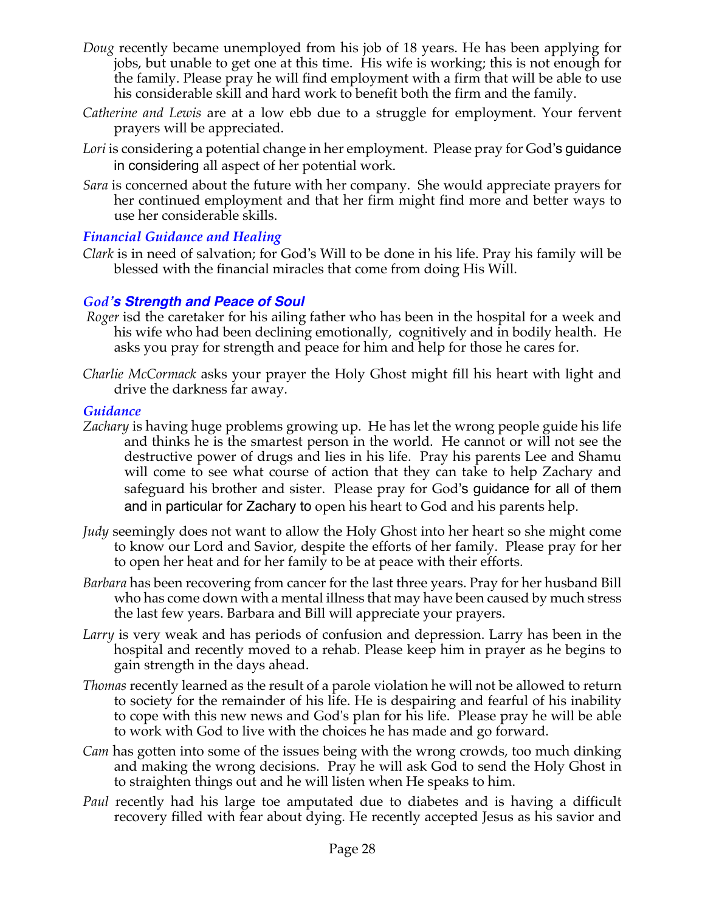*Doug* recently became unemployed from his job of 18 years. He has been applying for jobs, but unable to get one at this time. His wife is working; this is not enough for the family. Please pray he will find employment with a firm that will be able to use his considerable skill and hard work to benefit both the firm and the family.

*Catherine and Lewis* are at a low ebb due to a struggle for employment. Your fervent prayers will be appreciated.

*Lori* is considering a potential change in her employment. Please pray for God's guidance in considering all aspect of her potential work.

*Sara* is concerned about the future with her company. She would appreciate prayers for her continued employment and that her firm might find more and better ways to use her considerable skills.

### *Financial Guidance and Healing*

*Clark* is in need of salvation; for God's Will to be done in his life. Pray his family will be blessed with the financial miracles that come from doing His Will.

### ***God's Strength and Peace of Soul***

*Roger* isd the caretaker for his ailing father who has been in the hospital for a week and his wife who had been declining emotionally, cognitively and in bodily health. He asks you pray for strength and peace for him and help for those he cares for.

*Charlie McCormack* asks your prayer the Holy Ghost might fill his heart with light and drive the darkness far away.

### *Guidance*

*Zachary* is having huge problems growing up. He has let the wrong people guide his life and thinks he is the smartest person in the world. He cannot or will not see the destructive power of drugs and lies in his life. Pray his parents Lee and Shamu will come to see what course of action that they can take to help Zachary and safeguard his brother and sister. Please pray for God's guidance for all of them and in particular for Zachary to open his heart to God and his parents help.

*Judy* seemingly does not want to allow the Holy Ghost into her heart so she might come to know our Lord and Savior, despite the efforts of her family. Please pray for her to open her heat and for her family to be at peace with their efforts.

*Barbara* has been recovering from cancer for the last three years. Pray for her husband Bill who has come down with a mental illness that may have been caused by much stress the last few years. Barbara and Bill will appreciate your prayers.

*Larry* is very weak and has periods of confusion and depression. Larry has been in the hospital and recently moved to a rehab. Please keep him in prayer as he begins to gain strength in the days ahead.

*Thomas* recently learned as the result of a parole violation he will not be allowed to return to society for the remainder of his life. He is despairing and fearful of his inability to cope with this new news and God's plan for his life. Please pray he will be able to work with God to live with the choices he has made and go forward.

*Cam* has gotten into some of the issues being with the wrong crowds, too much dinking and making the wrong decisions. Pray he will ask God to send the Holy Ghost in to straighten things out and he will listen when He speaks to him.

*Paul* recently had his large toe amputated due to diabetes and is having a difficult recovery filled with fear about dying. He recently accepted Jesus as his savior and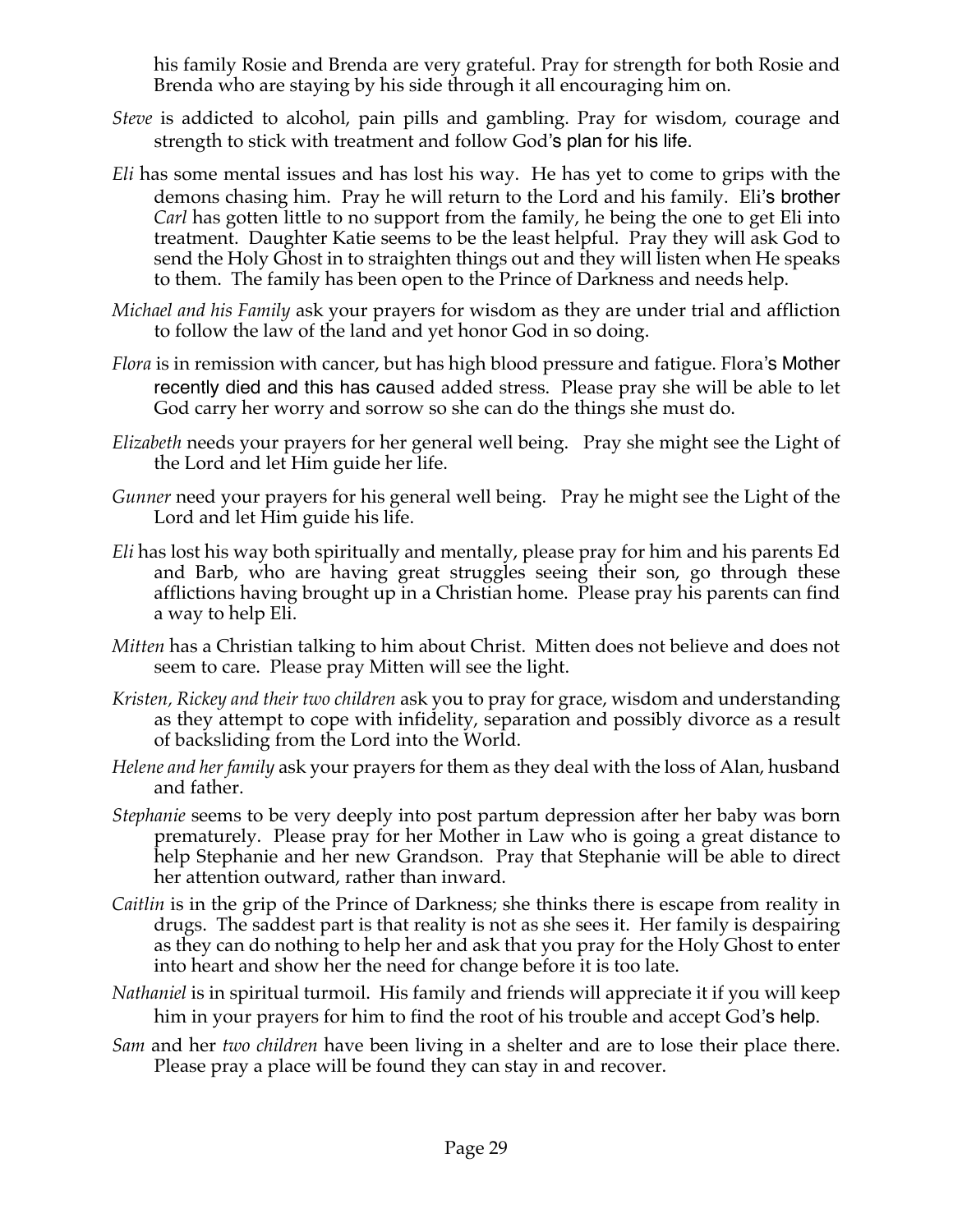his family Rosie and Brenda are very grateful. Pray for strength for both Rosie and Brenda who are staying by his side through it all encouraging him on.

*Steve* is addicted to alcohol, pain pills and gambling. Pray for wisdom, courage and strength to stick with treatment and follow God's plan for his life.

*Eli* has some mental issues and has lost his way. He has yet to come to grips with the demons chasing him. Pray he will return to the Lord and his family. Eli's brother *Carl* has gotten little to no support from the family, he being the one to get Eli into treatment. Daughter Katie seems to be the least helpful. Pray they will ask God to send the Holy Ghost in to straighten things out and they will listen when He speaks to them. The family has been open to the Prince of Darkness and needs help.

*Michael and his Family* ask your prayers for wisdom as they are under trial and affliction to follow the law of the land and yet honor God in so doing.

*Flora* is in remission with cancer, but has high blood pressure and fatigue. Flora's Mother recently died and this has caused added stress. Please pray she will be able to let God carry her worry and sorrow so she can do the things she must do.

*Elizabeth* needs your prayers for her general well being. Pray she might see the Light of the Lord and let Him guide her life.

*Gunner* need your prayers for his general well being. Pray he might see the Light of the Lord and let Him guide his life.

*Eli* has lost his way both spiritually and mentally, please pray for him and his parents Ed and Barb, who are having great struggles seeing their son, go through these afflictions having brought up in a Christian home. Please pray his parents can find a way to help Eli.

*Mitten* has a Christian talking to him about Christ. Mitten does not believe and does not seem to care. Please pray Mitten will see the light.

*Kristen, Rickey and their two children* ask you to pray for grace, wisdom and understanding as they attempt to cope with infidelity, separation and possibly divorce as a result of backsliding from the Lord into the World.

*Helene and her family* ask your prayers for them as they deal with the loss of Alan, husband and father.

*Stephanie* seems to be very deeply into post partum depression after her baby was born prematurely. Please pray for her Mother in Law who is going a great distance to help Stephanie and her new Grandson. Pray that Stephanie will be able to direct her attention outward, rather than inward.

*Caitlin* is in the grip of the Prince of Darkness; she thinks there is escape from reality in drugs. The saddest part is that reality is not as she sees it. Her family is despairing as they can do nothing to help her and ask that you pray for the Holy Ghost to enter into heart and show her the need for change before it is too late.

*Nathaniel* is in spiritual turmoil. His family and friends will appreciate it if you will keep him in your prayers for him to find the root of his trouble and accept God's help.

*Sam* and her *two children* have been living in a shelter and are to lose their place there. Please pray a place will be found they can stay in and recover.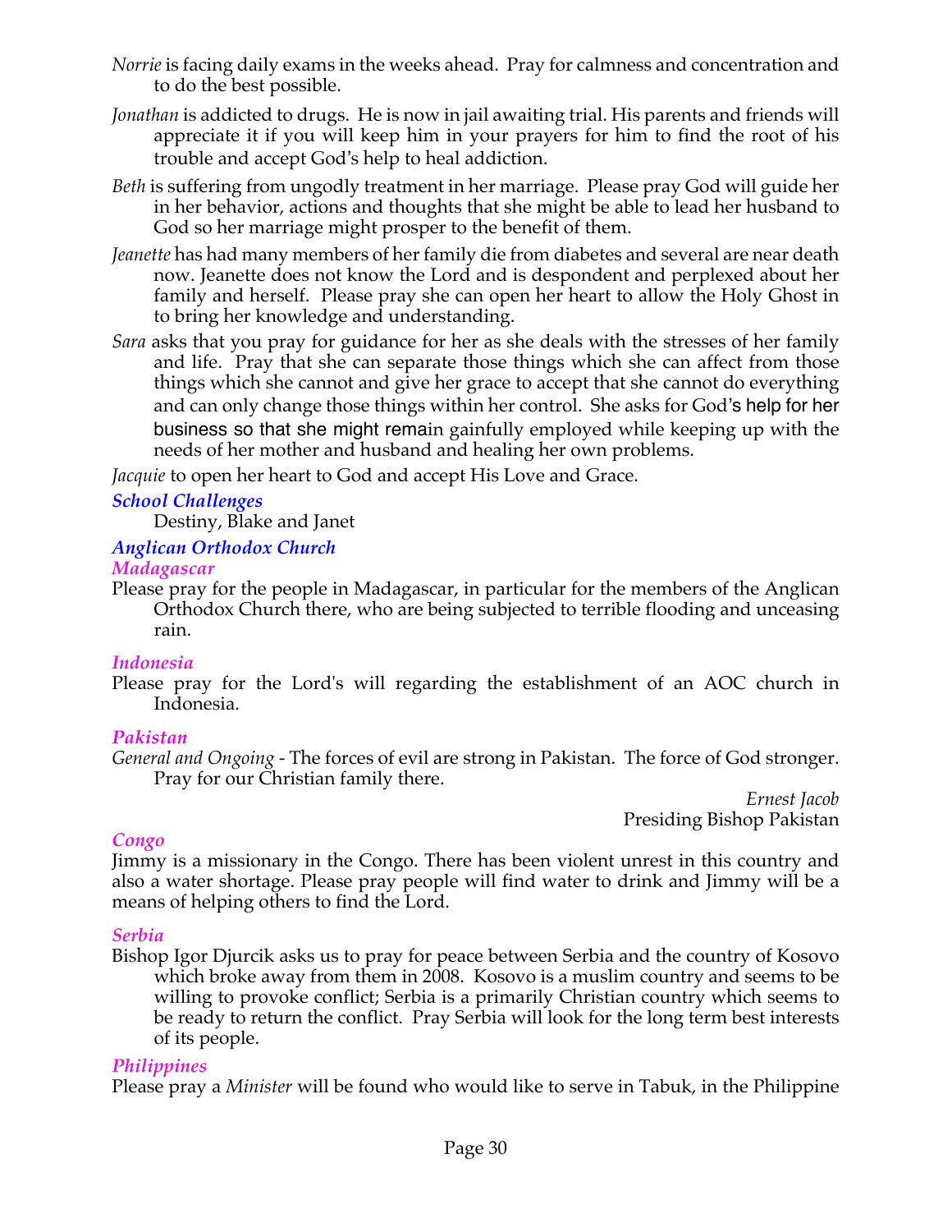*Norrie* is facing daily exams in the weeks ahead. Pray for calmness and concentration and to do the best possible.

*Jonathan* is addicted to drugs. He is now in jail awaiting trial. His parents and friends will appreciate it if you will keep him in your prayers for him to find the root of his trouble and accept God's help to heal addiction.

*Beth* is suffering from ungodly treatment in her marriage. Please pray God will guide her in her behavior, actions and thoughts that she might be able to lead her husband to God so her marriage might prosper to the benefit of them.

*Jeanette* has had many members of her family die from diabetes and several are near death now. Jeanette does not know the Lord and is despondent and perplexed about her family and herself. Please pray she can open her heart to allow the Holy Ghost in to bring her knowledge and understanding.

*Sara* asks that you pray for guidance for her as she deals with the stresses of her family and life. Pray that she can separate those things which she can affect from those things which she cannot and give her grace to accept that she cannot do everything and can only change those things within her control. She asks for God's help for her business so that she might remain gainfully employed while keeping up with the needs of her mother and husband and healing her own problems.

*Jacquie* to open her heart to God and accept His Love and Grace.

### *School Challenges*

Destiny, Blake and Janet

### *Anglican Orthodox Church*

#### *Madagascar*

Please pray for the people in Madagascar, in particular for the members of the Anglican Orthodox Church there, who are being subjected to terrible flooding and unceasing rain.

#### *Indonesia*

Please pray for the Lord's will regarding the establishment of an AOC church in Indonesia.

#### *Pakistan*

*General and Ongoing* - The forces of evil are strong in Pakistan. The force of God stronger. Pray for our Christian family there.

*Ernest Jacob*
Presiding Bishop Pakistan

#### *Congo*

Jimmy is a missionary in the Congo. There has been violent unrest in this country and also a water shortage. Please pray people will find water to drink and Jimmy will be a means of helping others to find the Lord.

#### *Serbia*

Bishop Igor Djurcik asks us to pray for peace between Serbia and the country of Kosovo which broke away from them in 2008. Kosovo is a muslim country and seems to be willing to provoke conflict; Serbia is a primarily Christian country which seems to be ready to return the conflict. Pray Serbia will look for the long term best interests of its people.

#### *Philippines*

Please pray a *Minister* will be found who would like to serve in Tabuk, in the Philippine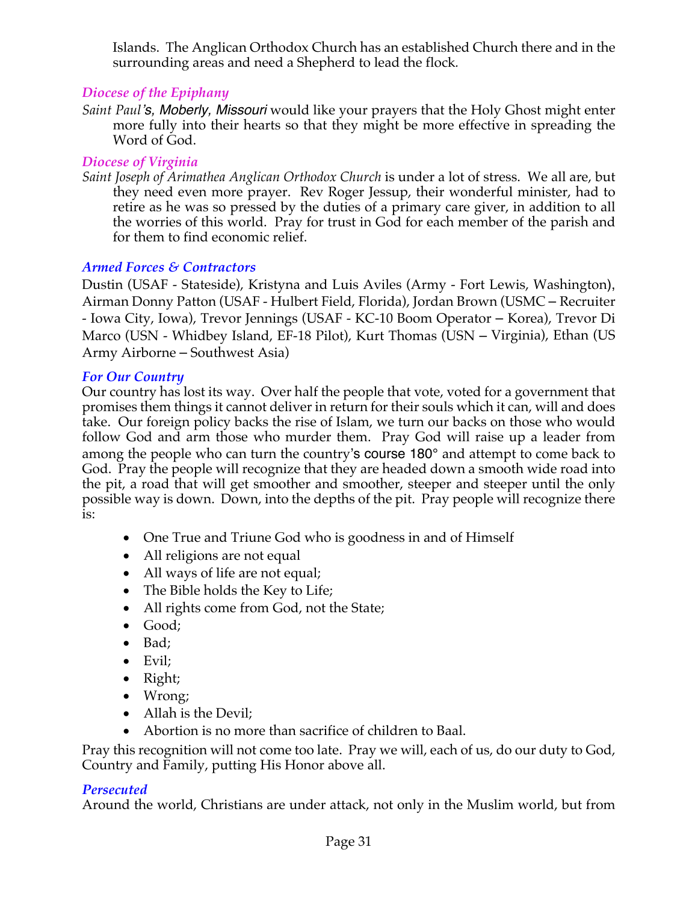Islands. The Anglican Orthodox Church has an established Church there and in the surrounding areas and need a Shepherd to lead the flock.

### *Diocese of the Epiphany*

*Saint Paul's, Moberly, Missouri* would like your prayers that the Holy Ghost might enter more fully into their hearts so that they might be more effective in spreading the Word of God.

### *Diocese of Virginia*

*Saint Joseph of Arimathea Anglican Orthodox Church* is under a lot of stress. We all are, but they need even more prayer. Rev Roger Jessup, their wonderful minister, had to retire as he was so pressed by the duties of a primary care giver, in addition to all the worries of this world. Pray for trust in God for each member of the parish and for them to find economic relief.

### *Armed Forces & Contractors*

Dustin (USAF - Stateside), Kristyna and Luis Aviles (Army - Fort Lewis, Washington), Airman Donny Patton (USAF - Hulbert Field, Florida), Jordan Brown (USMC – Recruiter - Iowa City, Iowa), Trevor Jennings (USAF - KC-10 Boom Operator – Korea), Trevor Di Marco (USN - Whidbey Island, EF-18 Pilot), Kurt Thomas (USN – Virginia), Ethan (US Army Airborne – Southwest Asia)

### *For Our Country*

Our country has lost its way. Over half the people that vote, voted for a government that promises them things it cannot deliver in return for their souls which it can, will and does take. Our foreign policy backs the rise of Islam, we turn our backs on those who would follow God and arm those who murder them. Pray God will raise up a leader from among the people who can turn the country's course 180° and attempt to come back to God. Pray the people will recognize that they are headed down a smooth wide road into the pit, a road that will get smoother and smoother, steeper and steeper until the only possible way is down. Down, into the depths of the pit. Pray people will recognize there is:

- One True and Triune God who is goodness in and of Himself
- All religions are not equal
- All ways of life are not equal;
- The Bible holds the Key to Life;
- All rights come from God, not the State;
- Good;
- Bad;
- Evil;
- Right;
- Wrong;
- Allah is the Devil;
- Abortion is no more than sacrifice of children to Baal.

Pray this recognition will not come too late. Pray we will, each of us, do our duty to God, Country and Family, putting His Honor above all.

### *Persecuted*

Around the world, Christians are under attack, not only in the Muslim world, but from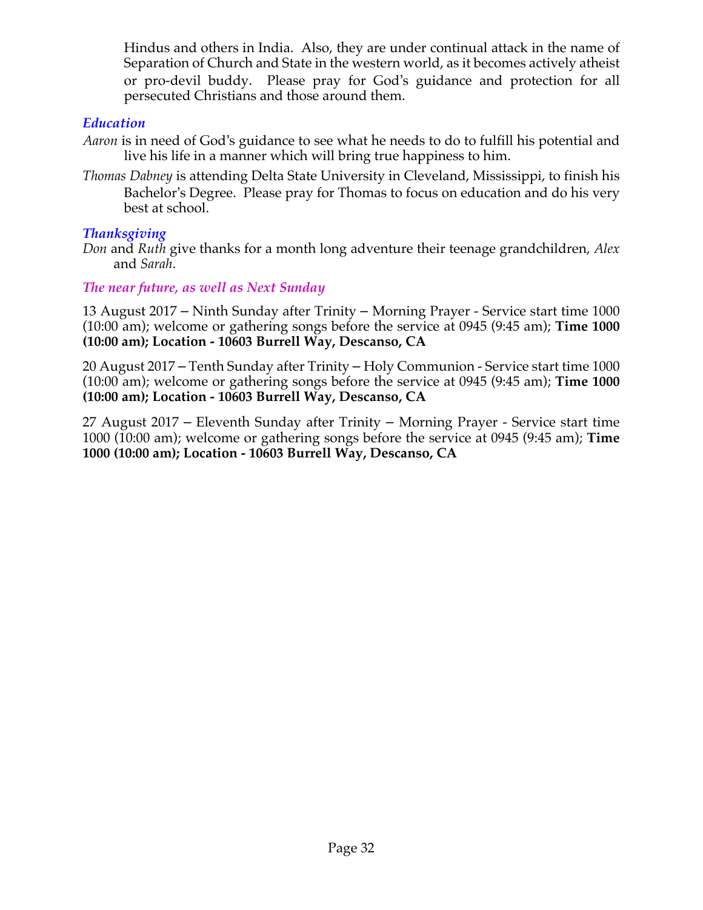Hindus and others in India. Also, they are under continual attack in the name of Separation of Church and State in the western world, as it becomes actively atheist or pro-devil buddy. Please pray for God's guidance and protection for all persecuted Christians and those around them.

### *Education*

*Aaron* is in need of God's guidance to see what he needs to do to fulfill his potential and live his life in a manner which will bring true happiness to him.

*Thomas Dabney* is attending Delta State University in Cleveland, Mississippi, to finish his Bachelor's Degree. Please pray for Thomas to focus on education and do his very best at school.

### *Thanksgiving*

*Don* and *Ruth* give thanks for a month long adventure their teenage grandchildren, *Alex* and *Sarah*.

### *The near future, as well as Next Sunday*

13 August 2017 – Ninth Sunday after Trinity – Morning Prayer - Service start time 1000 (10:00 am); welcome or gathering songs before the service at 0945 (9:45 am); **Time 1000 (10:00 am); Location - 10603 Burrell Way, Descanso, CA**

20 August 2017 – Tenth Sunday after Trinity – Holy Communion - Service start time 1000 (10:00 am); welcome or gathering songs before the service at 0945 (9:45 am); **Time 1000 (10:00 am); Location - 10603 Burrell Way, Descanso, CA**

27 August 2017 – Eleventh Sunday after Trinity – Morning Prayer - Service start time 1000 (10:00 am); welcome or gathering songs before the service at 0945 (9:45 am); **Time 1000 (10:00 am); Location - 10603 Burrell Way, Descanso, CA**